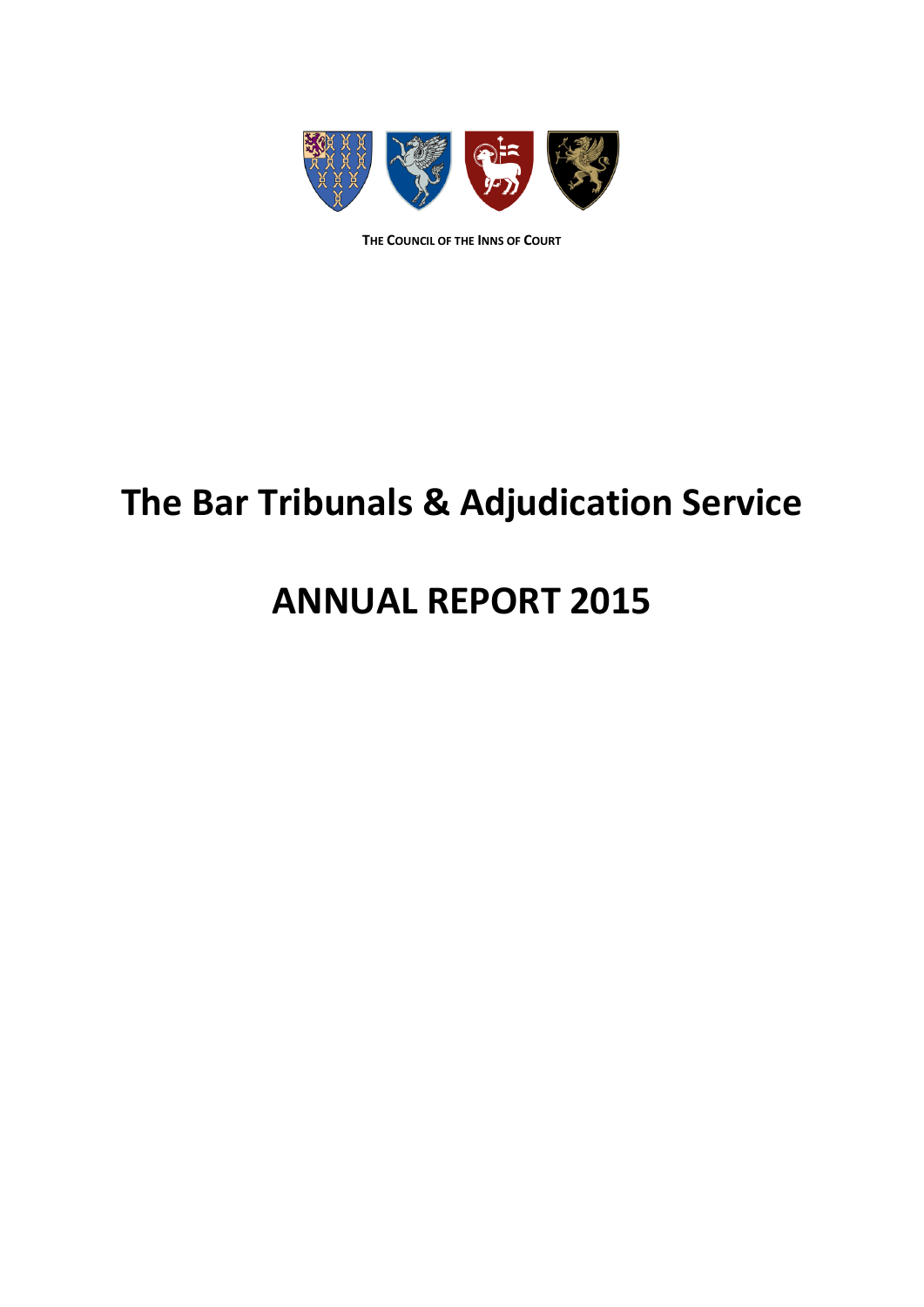THE COUNCIL OF THE INNS OF COURT

# The Bar Tribunals & Adjudication Service

# ANNUAL REPORT 2015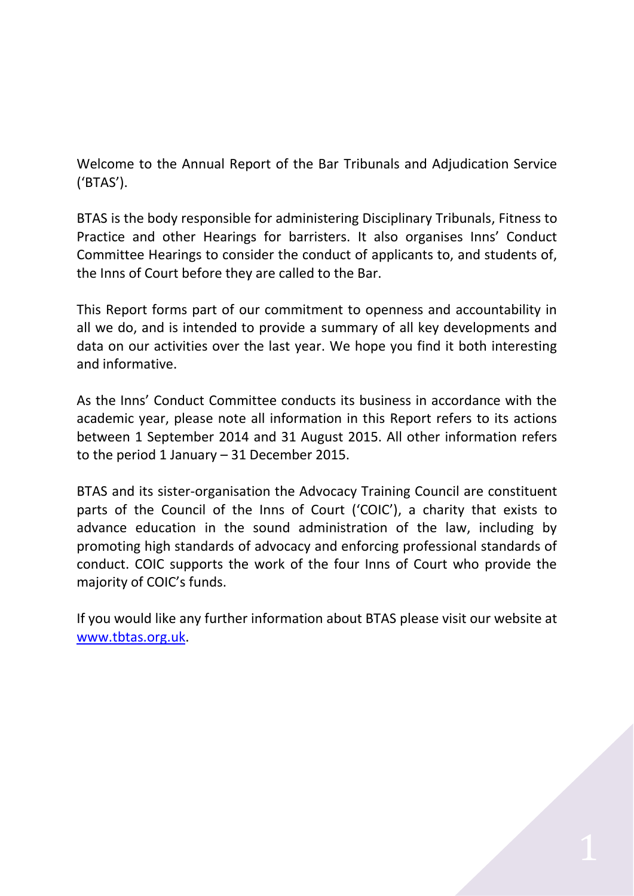Welcome to the Annual Report of the Bar Tribunals and Adjudication Service ('BTAS').

BTAS is the body responsible for administering Disciplinary Tribunals, Fitness to Practice and other Hearings for barristers. It also organises Inns' Conduct Committee Hearings to consider the conduct of applicants to, and students of, the Inns of Court before they are called to the Bar.

This Report forms part of our commitment to openness and accountability in all we do, and is intended to provide a summary of all key developments and data on our activities over the last year. We hope you find it both interesting and informative.

As the Inns' Conduct Committee conducts its business in accordance with the academic year, please note all information in this Report refers to its actions between 1 September 2014 and 31 August 2015. All other information refers to the period 1 January – 31 December 2015.

BTAS and its sister-organisation the Advocacy Training Council are constituent parts of the Council of the Inns of Court ('COIC'), a charity that exists to advance education in the sound administration of the law, including by promoting high standards of advocacy and enforcing professional standards of conduct. COIC supports the work of the four Inns of Court who provide the majority of COIC's funds.

If you would like any further information about BTAS please visit our website at [www.tbtas.org.uk](http://www.tbtas.org.uk).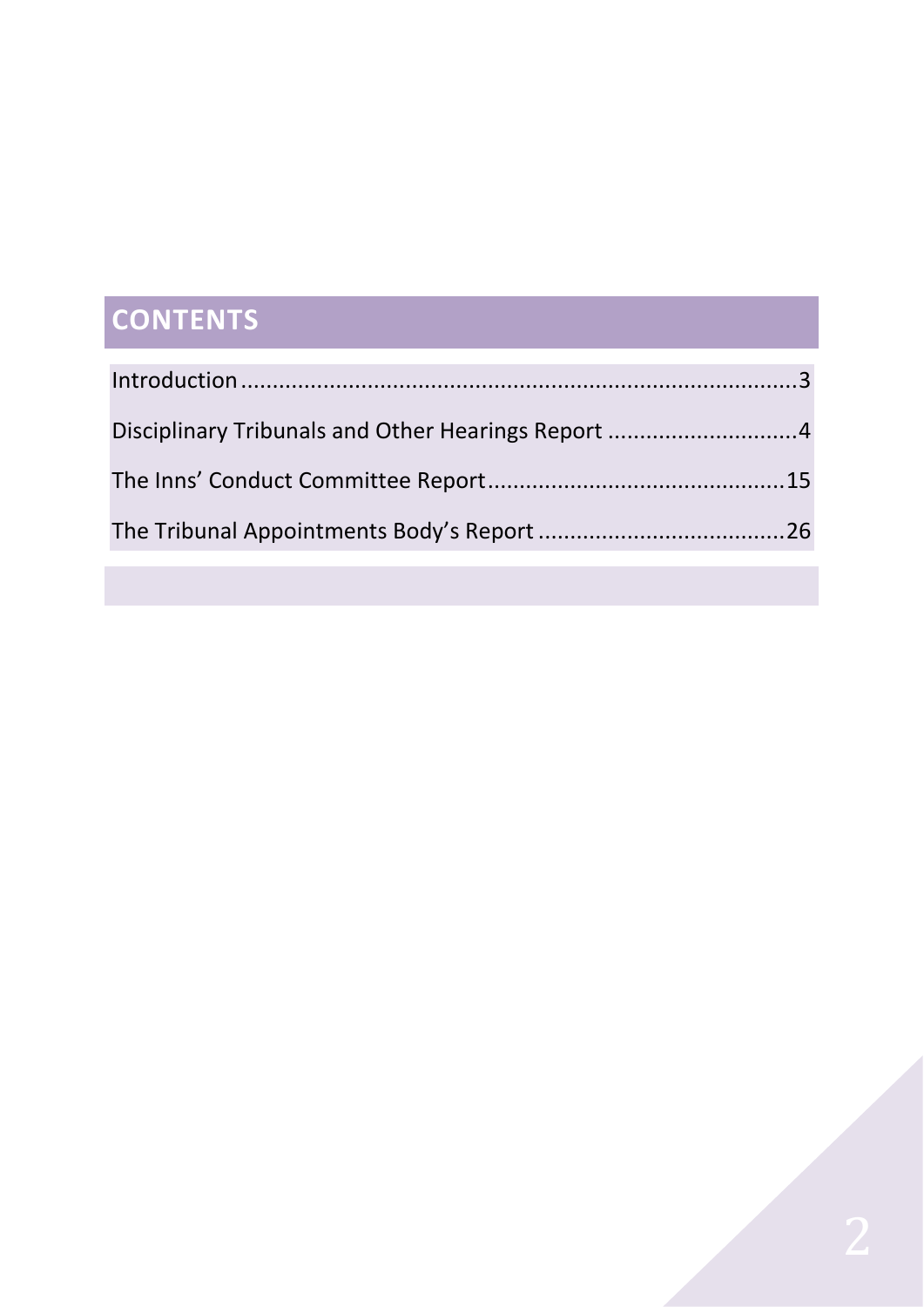# CONTENTS

Introduction ........................................................................................3

Disciplinary Tribunals and Other Hearings Report ..............................4

The Inns' Conduct Committee Report...............................................15

The Tribunal Appointments Body's Report .......................................26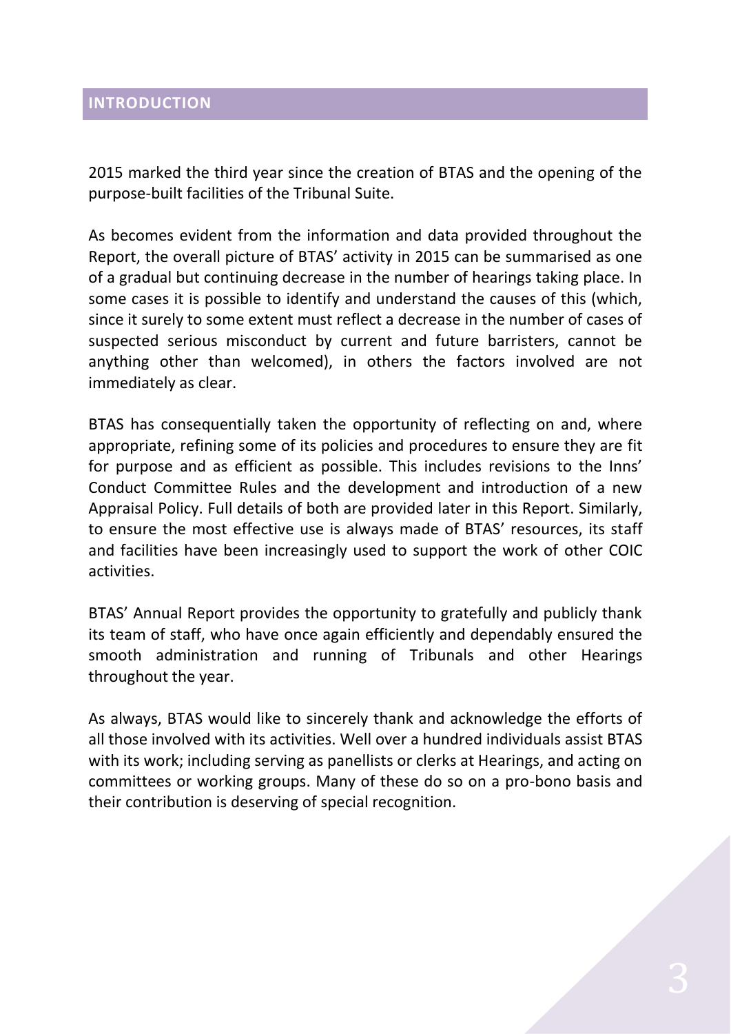# INTRODUCTION

2015 marked the third year since the creation of BTAS and the opening of the purpose-built facilities of the Tribunal Suite.

As becomes evident from the information and data provided throughout the Report, the overall picture of BTAS' activity in 2015 can be summarised as one of a gradual but continuing decrease in the number of hearings taking place. In some cases it is possible to identify and understand the causes of this (which, since it surely to some extent must reflect a decrease in the number of cases of suspected serious misconduct by current and future barristers, cannot be anything other than welcomed), in others the factors involved are not immediately as clear.

BTAS has consequentially taken the opportunity of reflecting on and, where appropriate, refining some of its policies and procedures to ensure they are fit for purpose and as efficient as possible. This includes revisions to the Inns' Conduct Committee Rules and the development and introduction of a new Appraisal Policy. Full details of both are provided later in this Report. Similarly, to ensure the most effective use is always made of BTAS' resources, its staff and facilities have been increasingly used to support the work of other COIC activities.

BTAS' Annual Report provides the opportunity to gratefully and publicly thank its team of staff, who have once again efficiently and dependably ensured the smooth administration and running of Tribunals and other Hearings throughout the year.

As always, BTAS would like to sincerely thank and acknowledge the efforts of all those involved with its activities. Well over a hundred individuals assist BTAS with its work; including serving as panellists or clerks at Hearings, and acting on committees or working groups. Many of these do so on a pro-bono basis and their contribution is deserving of special recognition.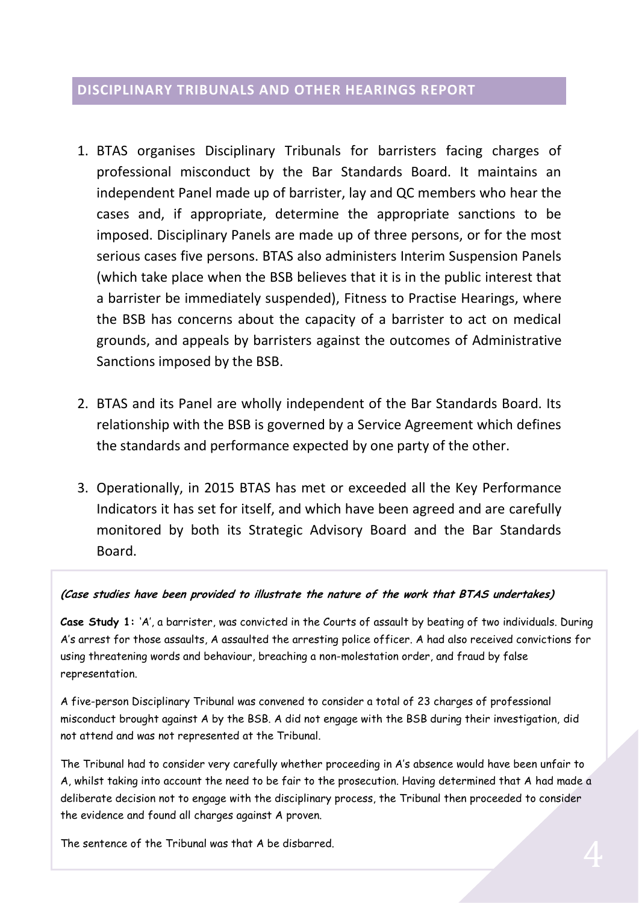## DISCIPLINARY TRIBUNALS AND OTHER HEARINGS REPORT

1. BTAS organises Disciplinary Tribunals for barristers facing charges of professional misconduct by the Bar Standards Board. It maintains an independent Panel made up of barrister, lay and QC members who hear the cases and, if appropriate, determine the appropriate sanctions to be imposed. Disciplinary Panels are made up of three persons, or for the most serious cases five persons. BTAS also administers Interim Suspension Panels (which take place when the BSB believes that it is in the public interest that a barrister be immediately suspended), Fitness to Practise Hearings, where the BSB has concerns about the capacity of a barrister to act on medical grounds, and appeals by barristers against the outcomes of Administrative Sanctions imposed by the BSB.

2. BTAS and its Panel are wholly independent of the Bar Standards Board. Its relationship with the BSB is governed by a Service Agreement which defines the standards and performance expected by one party of the other.

3. Operationally, in 2015 BTAS has met or exceeded all the Key Performance Indicators it has set for itself, and which have been agreed and are carefully monitored by both its Strategic Advisory Board and the Bar Standards Board.

***(Case studies have been provided to illustrate the nature of the work that BTAS undertakes)***

**Case Study 1:** 'A', a barrister, was convicted in the Courts of assault by beating of two individuals. During A's arrest for those assaults, A assaulted the arresting police officer. A had also received convictions for using threatening words and behaviour, breaching a non-molestation order, and fraud by false representation.

A five-person Disciplinary Tribunal was convened to consider a total of 23 charges of professional misconduct brought against A by the BSB. A did not engage with the BSB during their investigation, did not attend and was not represented at the Tribunal.

The Tribunal had to consider very carefully whether proceeding in A's absence would have been unfair to A, whilst taking into account the need to be fair to the prosecution. Having determined that A had made a deliberate decision not to engage with the disciplinary process, the Tribunal then proceeded to consider the evidence and found all charges against A proven.

The sentence of the Tribunal was that A be disbarred.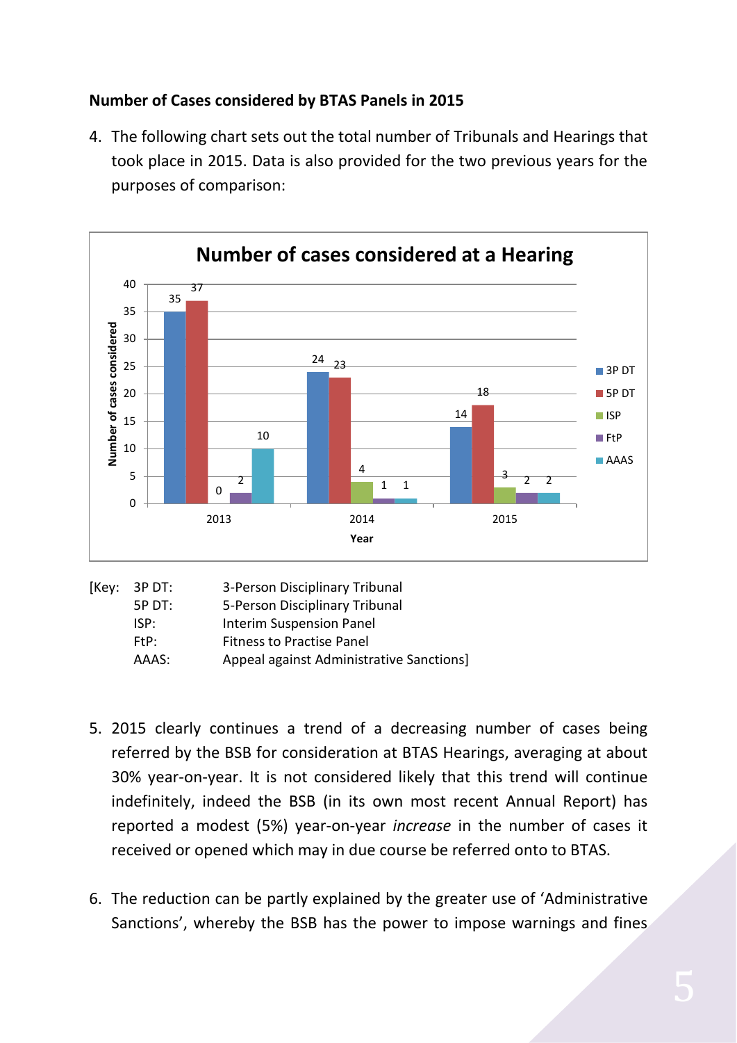**Number of Cases considered by BTAS Panels in 2015**

4. The following chart sets out the total number of Tribunals and Hearings that took place in 2015. Data is also provided for the two previous years for the purposes of comparison:

**Number of cases considered at a Hearing**

| Year | 3P DT | 5P DT | ISP | FtP | AAAS |
|---|---|---|---|---|---|
| 2013 | 35 | 37 | 0 | 2 | 10 |
| 2014 | 24 | 23 | 4 | 1 | 1 |
| 2015 | 14 | 18 | 3 | 2 | 2 |

[Key: 3P DT: 3-Person Disciplinary Tribunal
5P DT: 5-Person Disciplinary Tribunal
ISP: Interim Suspension Panel
FtP: Fitness to Practise Panel
AAAS: Appeal against Administrative Sanctions]

5. 2015 clearly continues a trend of a decreasing number of cases being referred by the BSB for consideration at BTAS Hearings, averaging at about 30% year-on-year. It is not considered likely that this trend will continue indefinitely, indeed the BSB (in its own most recent Annual Report) has reported a modest (5%) year-on-year *increase* in the number of cases it received or opened which may in due course be referred onto to BTAS.

6. The reduction can be partly explained by the greater use of 'Administrative Sanctions', whereby the BSB has the power to impose warnings and fines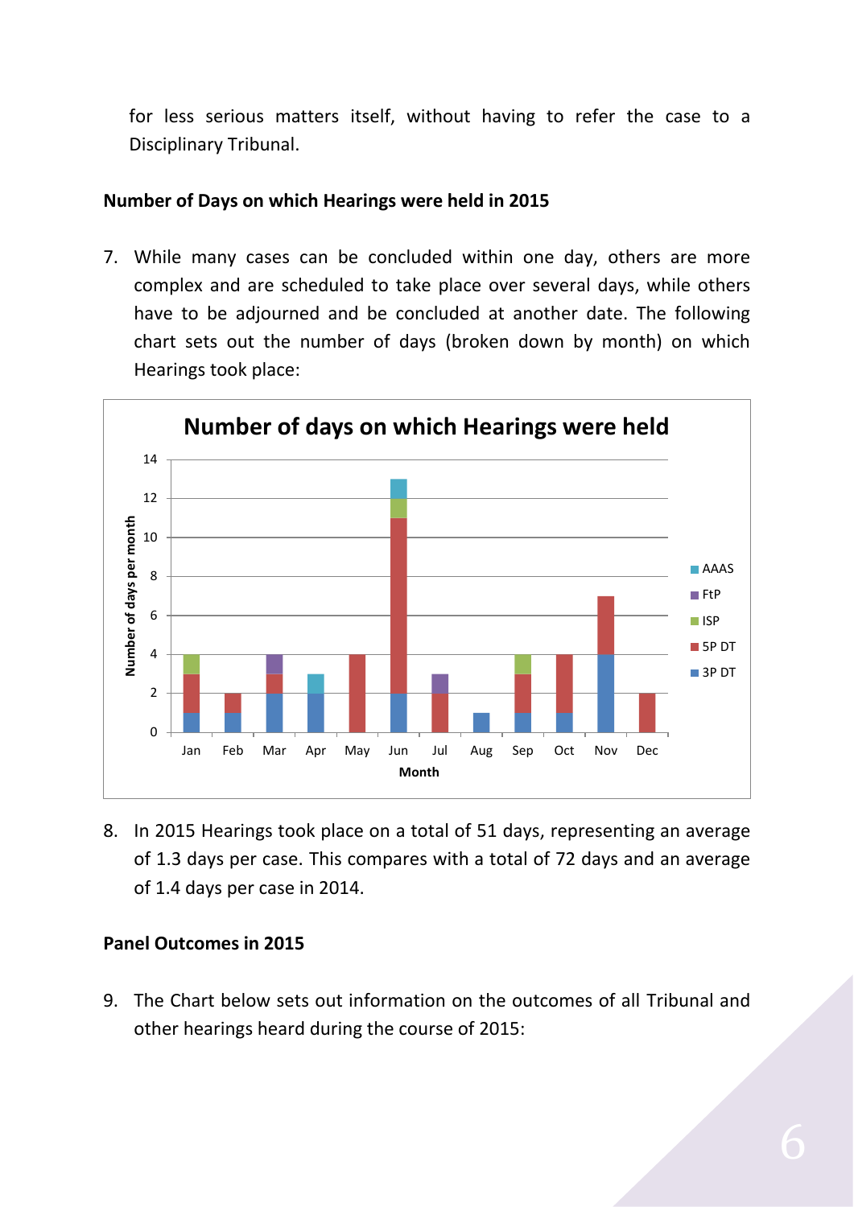for less serious matters itself, without having to refer the case to a Disciplinary Tribunal.

**Number of Days on which Hearings were held in 2015**

7. While many cases can be concluded within one day, others are more complex and are scheduled to take place over several days, while others have to be adjourned and be concluded at another date. The following chart sets out the number of days (broken down by month) on which Hearings took place:

8. In 2015 Hearings took place on a total of 51 days, representing an average of 1.3 days per case. This compares with a total of 72 days and an average of 1.4 days per case in 2014.

**Panel Outcomes in 2015**

9. The Chart below sets out information on the outcomes of all Tribunal and other hearings heard during the course of 2015: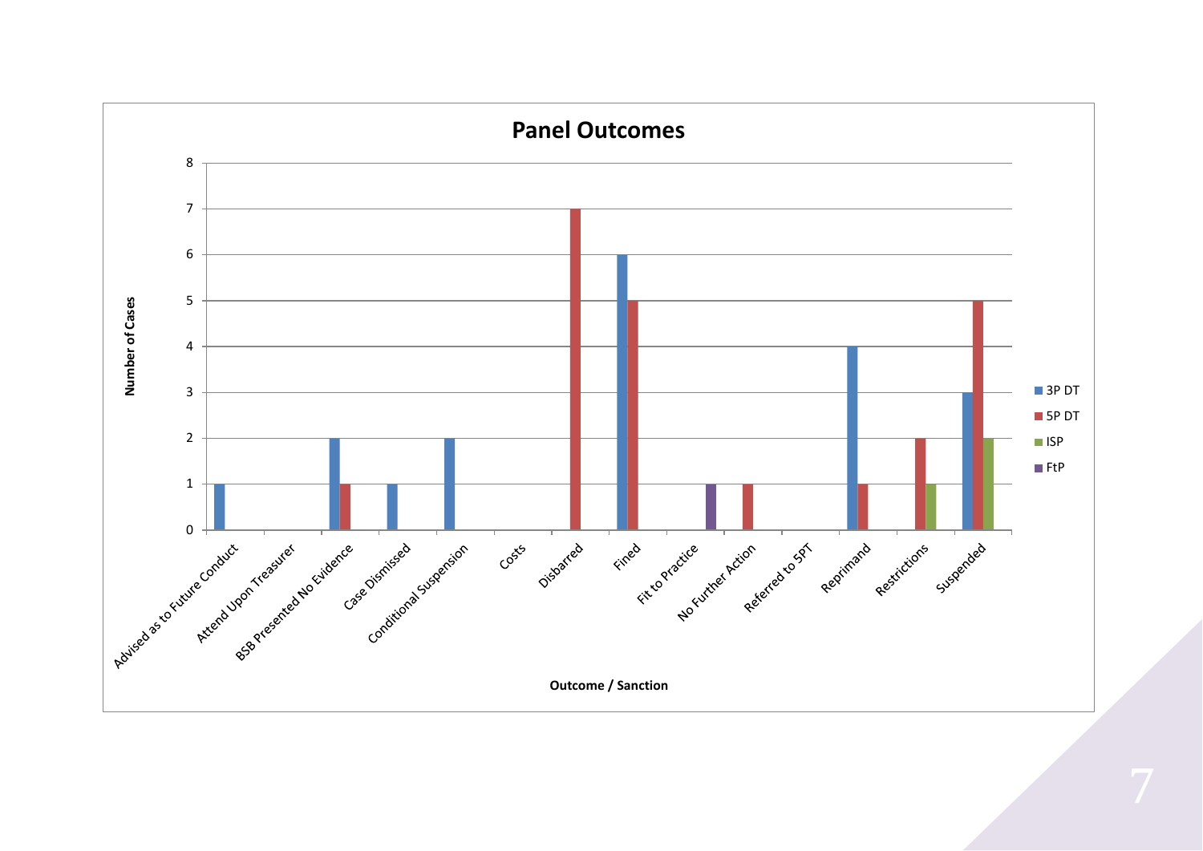## Panel Outcomes

| Outcome / Sanction | 3P DT | 5P DT | ISP | FtP |
|---|---|---|---|---|
| Advised as to Future Conduct | 1 | | | |
| Attend Upon Treasurer | | | | |
| BSB Presented No Evidence | 2 | 1 | | |
| Case Dismissed | 1 | | | |
| Conditional Suspension | 2 | | | |
| Costs | | | | |
| Disbarred | | 7 | | |
| Fined | 6 | 5 | | |
| Fit to Practice | | | | 1 |
| No Further Action | | 1 | | |
| Referred to 5PT | | | | |
| Reprimand | 4 | 1 | | |
| Restrictions | | 2 | 1 | |
| Suspended | 3 | 5 | 2 | |

Number of Cases

Outcome / Sanction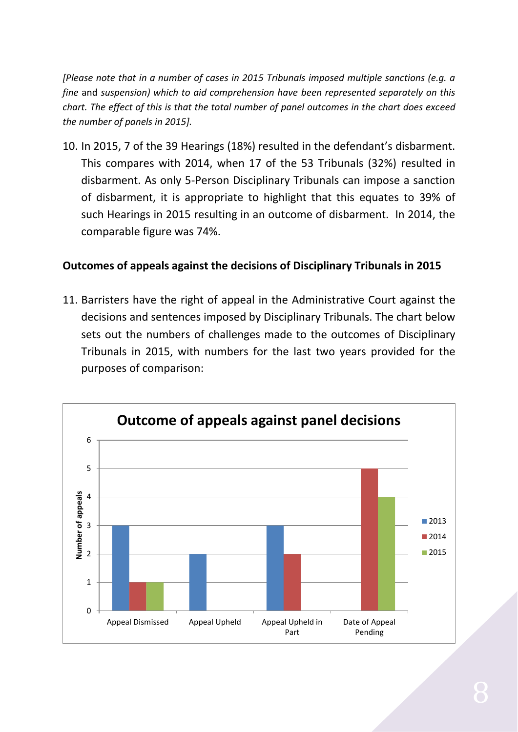*[Please note that in a number of cases in 2015 Tribunals imposed multiple sanctions (e.g. a fine* and *suspension) which to aid comprehension have been represented separately on this chart. The effect of this is that the total number of panel outcomes in the chart does exceed the number of panels in 2015].*

10. In 2015, 7 of the 39 Hearings (18%) resulted in the defendant's disbarment. This compares with 2014, when 17 of the 53 Tribunals (32%) resulted in disbarment. As only 5-Person Disciplinary Tribunals can impose a sanction of disbarment, it is appropriate to highlight that this equates to 39% of such Hearings in 2015 resulting in an outcome of disbarment. In 2014, the comparable figure was 74%.

**Outcomes of appeals against the decisions of Disciplinary Tribunals in 2015**

11. Barristers have the right of appeal in the Administrative Court against the decisions and sentences imposed by Disciplinary Tribunals. The chart below sets out the numbers of challenges made to the outcomes of Disciplinary Tribunals in 2015, with numbers for the last two years provided for the purposes of comparison:

**Outcome of appeals against panel decisions**

| Number of appeals | 2013 | 2014 | 2015 |
|---|---|---|---|
| Appeal Dismissed | 3 | 1 | 1 |
| Appeal Upheld | 2 | 0 | 0 |
| Appeal Upheld in Part | 3 | 2 | 0 |
| Date of Appeal Pending | 0 | 5 | 4 |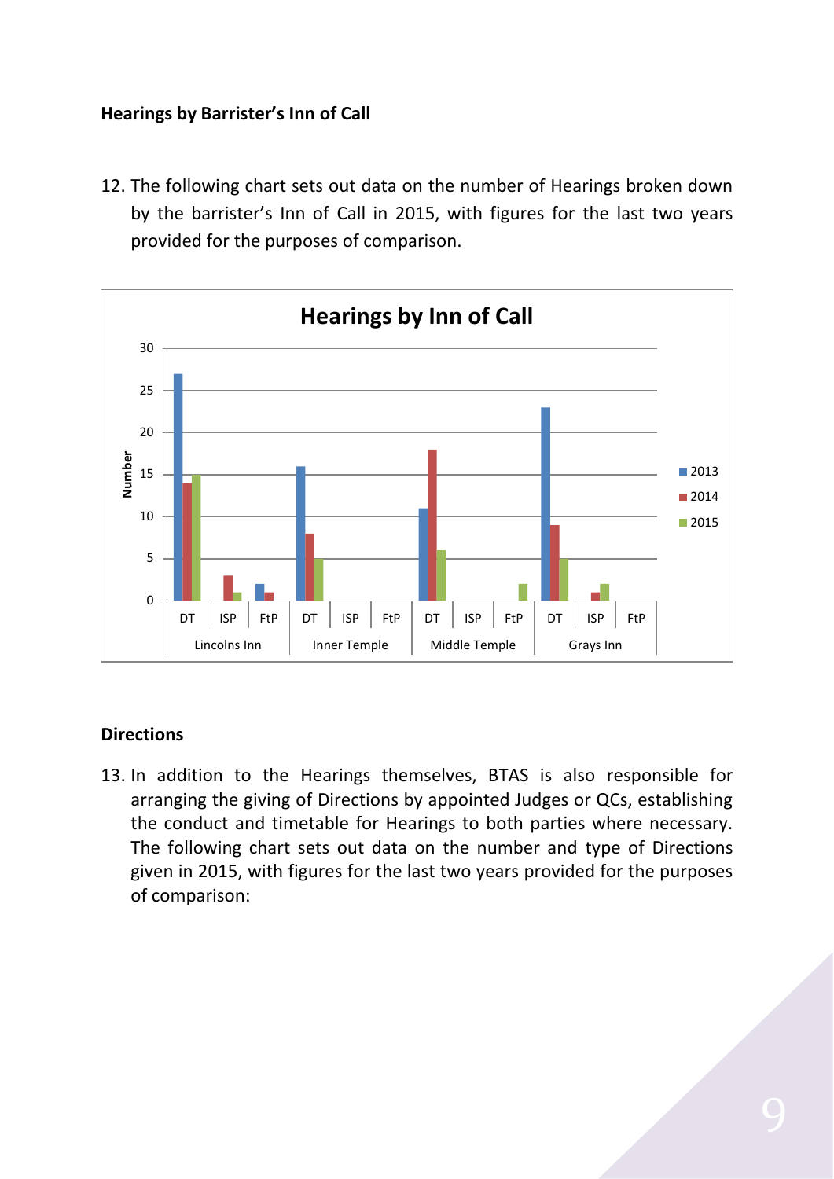**Hearings by Barrister's Inn of Call**

12. The following chart sets out data on the number of Hearings broken down by the barrister's Inn of Call in 2015, with figures for the last two years provided for the purposes of comparison.

**Hearings by Inn of Call**

| Inn | Type | 2013 | 2014 | 2015 |
|---|---|---|---|---|
| Lincolns Inn | DT | 27 | 14 | 15 |
| | ISP | 0 | 3 | 1 |
| | FtP | 2 | 1 | 0 |
| Inner Temple | DT | 16 | 8 | 5 |
| | ISP | 0 | 0 | 0 |
| | FtP | 0 | 0 | 0 |
| Middle Temple | DT | 11 | 18 | 6 |
| | ISP | 0 | 0 | 0 |
| | FtP | 0 | 0 | 2 |
| Grays Inn | DT | 23 | 9 | 5 |
| | ISP | 0 | 1 | 2 |
| | FtP | 0 | 0 | 0 |

**Directions**

13. In addition to the Hearings themselves, BTAS is also responsible for arranging the giving of Directions by appointed Judges or QCs, establishing the conduct and timetable for Hearings to both parties where necessary. The following chart sets out data on the number and type of Directions given in 2015, with figures for the last two years provided for the purposes of comparison: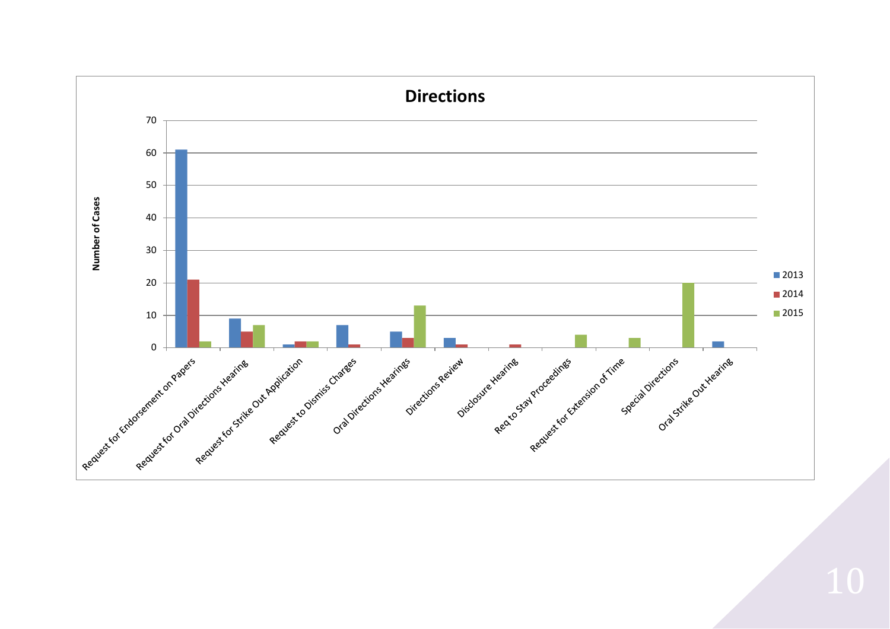## Directions

| Category | 2013 | 2014 | 2015 |
|---|---|---|---|
| Request for Endorsement on Papers | 61 | 21 | 2 |
| Request for Oral Directions Hearing | 9 | 5 | 7 |
| Request for Strike Out Application | 1 | 2 | 2 |
| Request to Dismiss Charges | 7 | 1 | |
| Oral Directions Hearings | 5 | 3 | 13 |
| Directions Review | 3 | 1 | |
| Disclosure Hearing | | 1 | |
| Req to Stay Proceedings | | | 4 |
| Request for Extension of Time | | | 3 |
| Special Directions | | | 20 |
| Oral Strike Out Hearing | 2 | | |

Number of Cases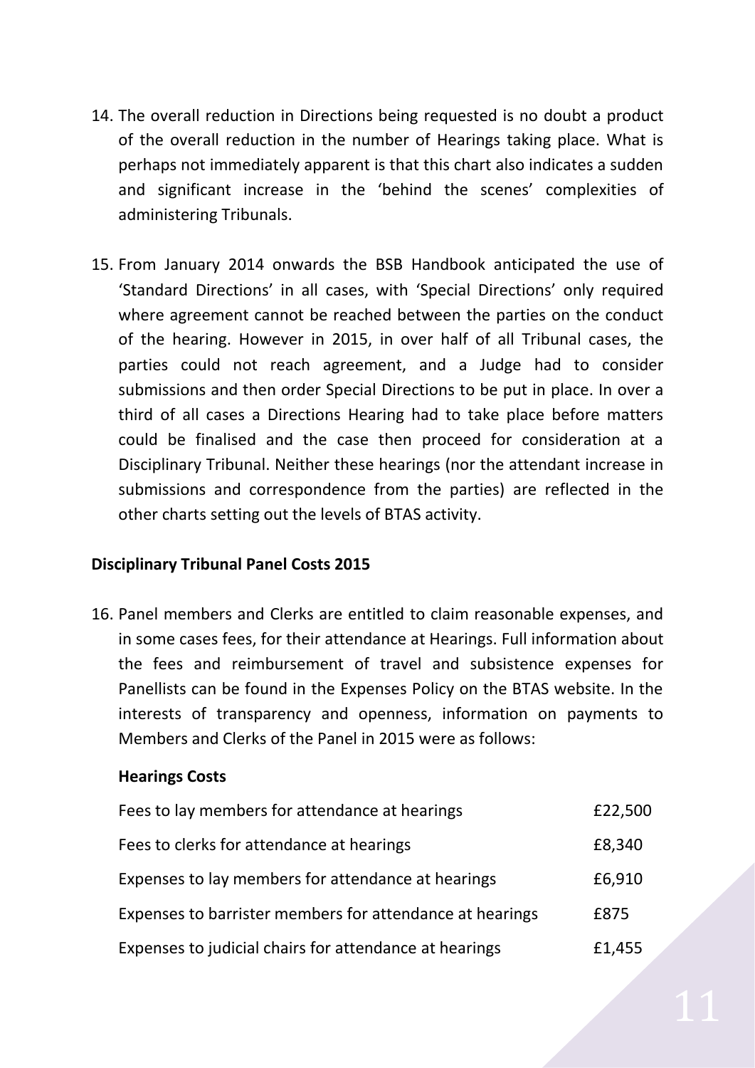14. The overall reduction in Directions being requested is no doubt a product of the overall reduction in the number of Hearings taking place. What is perhaps not immediately apparent is that this chart also indicates a sudden and significant increase in the 'behind the scenes' complexities of administering Tribunals.

15. From January 2014 onwards the BSB Handbook anticipated the use of 'Standard Directions' in all cases, with 'Special Directions' only required where agreement cannot be reached between the parties on the conduct of the hearing. However in 2015, in over half of all Tribunal cases, the parties could not reach agreement, and a Judge had to consider submissions and then order Special Directions to be put in place. In over a third of all cases a Directions Hearing had to take place before matters could be finalised and the case then proceed for consideration at a Disciplinary Tribunal. Neither these hearings (nor the attendant increase in submissions and correspondence from the parties) are reflected in the other charts setting out the levels of BTAS activity.

**Disciplinary Tribunal Panel Costs 2015**

16. Panel members and Clerks are entitled to claim reasonable expenses, and in some cases fees, for their attendance at Hearings. Full information about the fees and reimbursement of travel and subsistence expenses for Panellists can be found in the Expenses Policy on the BTAS website. In the interests of transparency and openness, information on payments to Members and Clerks of the Panel in 2015 were as follows:

**Hearings Costs**

| | |
|---|---|
| Fees to lay members for attendance at hearings | £22,500 |
| Fees to clerks for attendance at hearings | £8,340 |
| Expenses to lay members for attendance at hearings | £6,910 |
| Expenses to barrister members for attendance at hearings | £875 |
| Expenses to judicial chairs for attendance at hearings | £1,455 |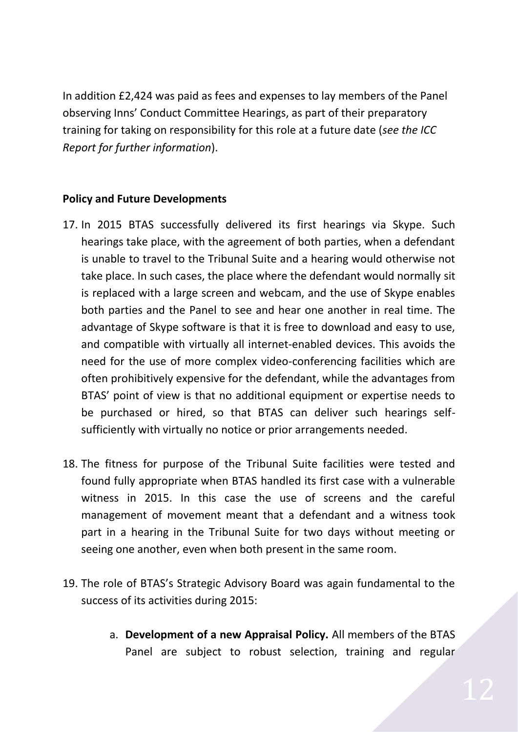In addition £2,424 was paid as fees and expenses to lay members of the Panel observing Inns' Conduct Committee Hearings, as part of their preparatory training for taking on responsibility for this role at a future date (*see the ICC Report for further information*).

**Policy and Future Developments**

17. In 2015 BTAS successfully delivered its first hearings via Skype. Such hearings take place, with the agreement of both parties, when a defendant is unable to travel to the Tribunal Suite and a hearing would otherwise not take place. In such cases, the place where the defendant would normally sit is replaced with a large screen and webcam, and the use of Skype enables both parties and the Panel to see and hear one another in real time. The advantage of Skype software is that it is free to download and easy to use, and compatible with virtually all internet-enabled devices. This avoids the need for the use of more complex video-conferencing facilities which are often prohibitively expensive for the defendant, while the advantages from BTAS' point of view is that no additional equipment or expertise needs to be purchased or hired, so that BTAS can deliver such hearings self-sufficiently with virtually no notice or prior arrangements needed.

18. The fitness for purpose of the Tribunal Suite facilities were tested and found fully appropriate when BTAS handled its first case with a vulnerable witness in 2015. In this case the use of screens and the careful management of movement meant that a defendant and a witness took part in a hearing in the Tribunal Suite for two days without meeting or seeing one another, even when both present in the same room.

19. The role of BTAS's Strategic Advisory Board was again fundamental to the success of its activities during 2015:

    a. **Development of a new Appraisal Policy.** All members of the BTAS Panel are subject to robust selection, training and regular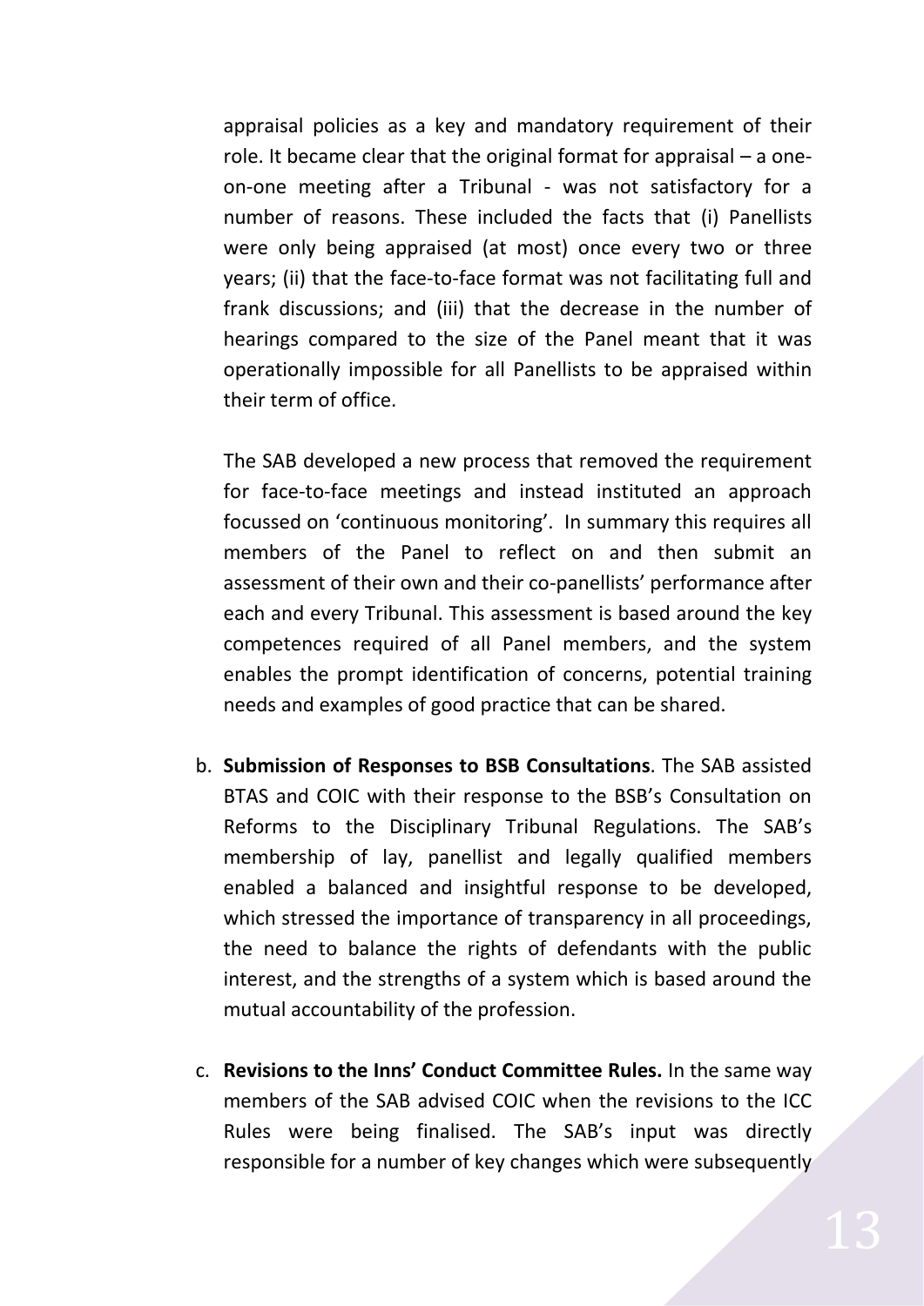appraisal policies as a key and mandatory requirement of their role. It became clear that the original format for appraisal – a one-on-one meeting after a Tribunal - was not satisfactory for a number of reasons. These included the facts that (i) Panellists were only being appraised (at most) once every two or three years; (ii) that the face-to-face format was not facilitating full and frank discussions; and (iii) that the decrease in the number of hearings compared to the size of the Panel meant that it was operationally impossible for all Panellists to be appraised within their term of office.

The SAB developed a new process that removed the requirement for face-to-face meetings and instead instituted an approach focussed on 'continuous monitoring'. In summary this requires all members of the Panel to reflect on and then submit an assessment of their own and their co-panellists' performance after each and every Tribunal. This assessment is based around the key competences required of all Panel members, and the system enables the prompt identification of concerns, potential training needs and examples of good practice that can be shared.

b. **Submission of Responses to BSB Consultations**. The SAB assisted BTAS and COIC with their response to the BSB's Consultation on Reforms to the Disciplinary Tribunal Regulations. The SAB's membership of lay, panellist and legally qualified members enabled a balanced and insightful response to be developed, which stressed the importance of transparency in all proceedings, the need to balance the rights of defendants with the public interest, and the strengths of a system which is based around the mutual accountability of the profession.

c. **Revisions to the Inns' Conduct Committee Rules.** In the same way members of the SAB advised COIC when the revisions to the ICC Rules were being finalised. The SAB's input was directly responsible for a number of key changes which were subsequently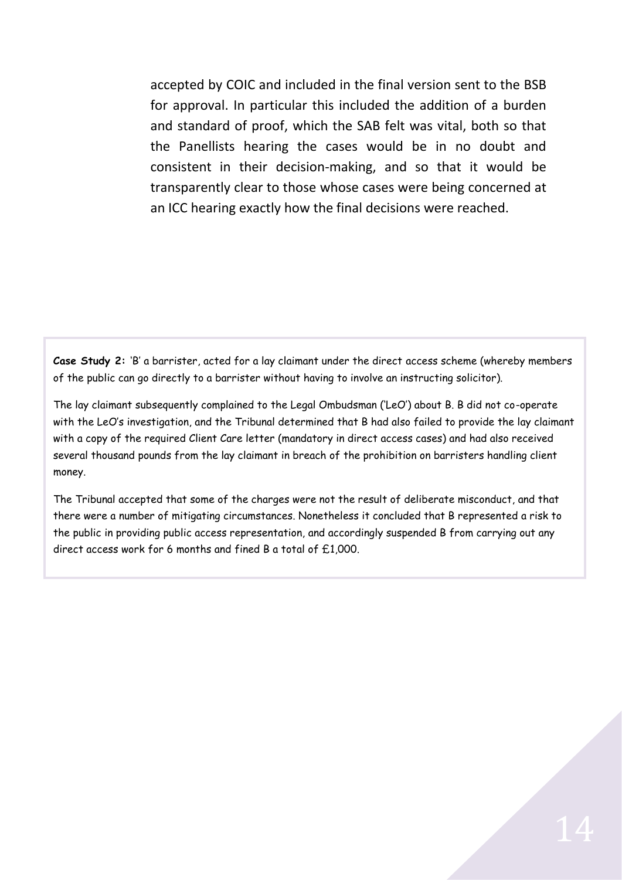accepted by COIC and included in the final version sent to the BSB for approval. In particular this included the addition of a burden and standard of proof, which the SAB felt was vital, both so that the Panellists hearing the cases would be in no doubt and consistent in their decision-making, and so that it would be transparently clear to those whose cases were being concerned at an ICC hearing exactly how the final decisions were reached.

**Case Study 2:** 'B' a barrister, acted for a lay claimant under the direct access scheme (whereby members of the public can go directly to a barrister without having to involve an instructing solicitor).

The lay claimant subsequently complained to the Legal Ombudsman ('LeO') about B. B did not co-operate with the LeO's investigation, and the Tribunal determined that B had also failed to provide the lay claimant with a copy of the required Client Care letter (mandatory in direct access cases) and had also received several thousand pounds from the lay claimant in breach of the prohibition on barristers handling client money.

The Tribunal accepted that some of the charges were not the result of deliberate misconduct, and that there were a number of mitigating circumstances. Nonetheless it concluded that B represented a risk to the public in providing public access representation, and accordingly suspended B from carrying out any direct access work for 6 months and fined B a total of £1,000.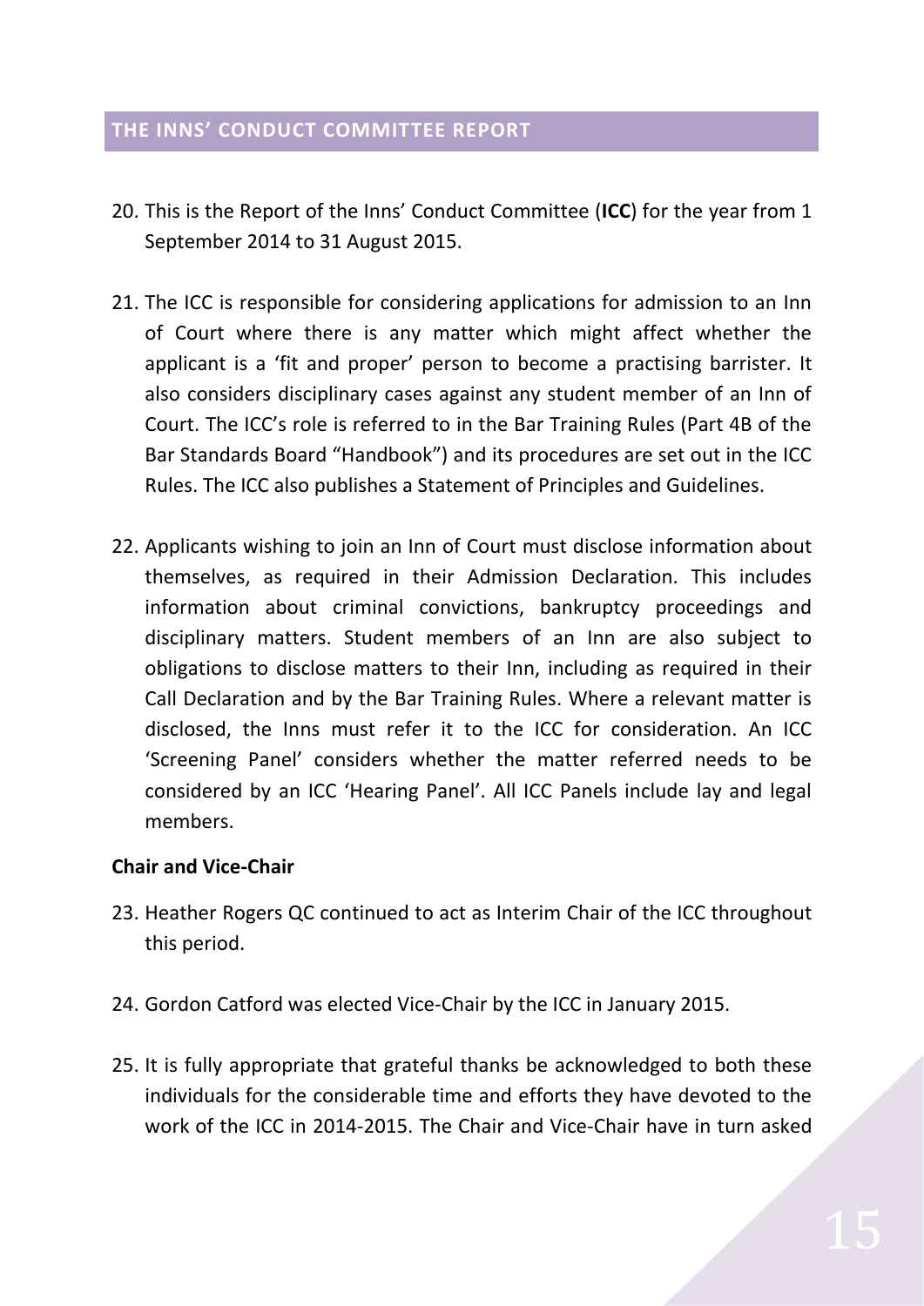## THE INNS' CONDUCT COMMITTEE REPORT

20. This is the Report of the Inns' Conduct Committee (**ICC**) for the year from 1 September 2014 to 31 August 2015.

21. The ICC is responsible for considering applications for admission to an Inn of Court where there is any matter which might affect whether the applicant is a 'fit and proper' person to become a practising barrister. It also considers disciplinary cases against any student member of an Inn of Court. The ICC's role is referred to in the Bar Training Rules (Part 4B of the Bar Standards Board "Handbook") and its procedures are set out in the ICC Rules. The ICC also publishes a Statement of Principles and Guidelines.

22. Applicants wishing to join an Inn of Court must disclose information about themselves, as required in their Admission Declaration. This includes information about criminal convictions, bankruptcy proceedings and disciplinary matters. Student members of an Inn are also subject to obligations to disclose matters to their Inn, including as required in their Call Declaration and by the Bar Training Rules. Where a relevant matter is disclosed, the Inns must refer it to the ICC for consideration. An ICC 'Screening Panel' considers whether the matter referred needs to be considered by an ICC 'Hearing Panel'. All ICC Panels include lay and legal members.

**Chair and Vice-Chair**

23. Heather Rogers QC continued to act as Interim Chair of the ICC throughout this period.

24. Gordon Catford was elected Vice-Chair by the ICC in January 2015.

25. It is fully appropriate that grateful thanks be acknowledged to both these individuals for the considerable time and efforts they have devoted to the work of the ICC in 2014-2015. The Chair and Vice-Chair have in turn asked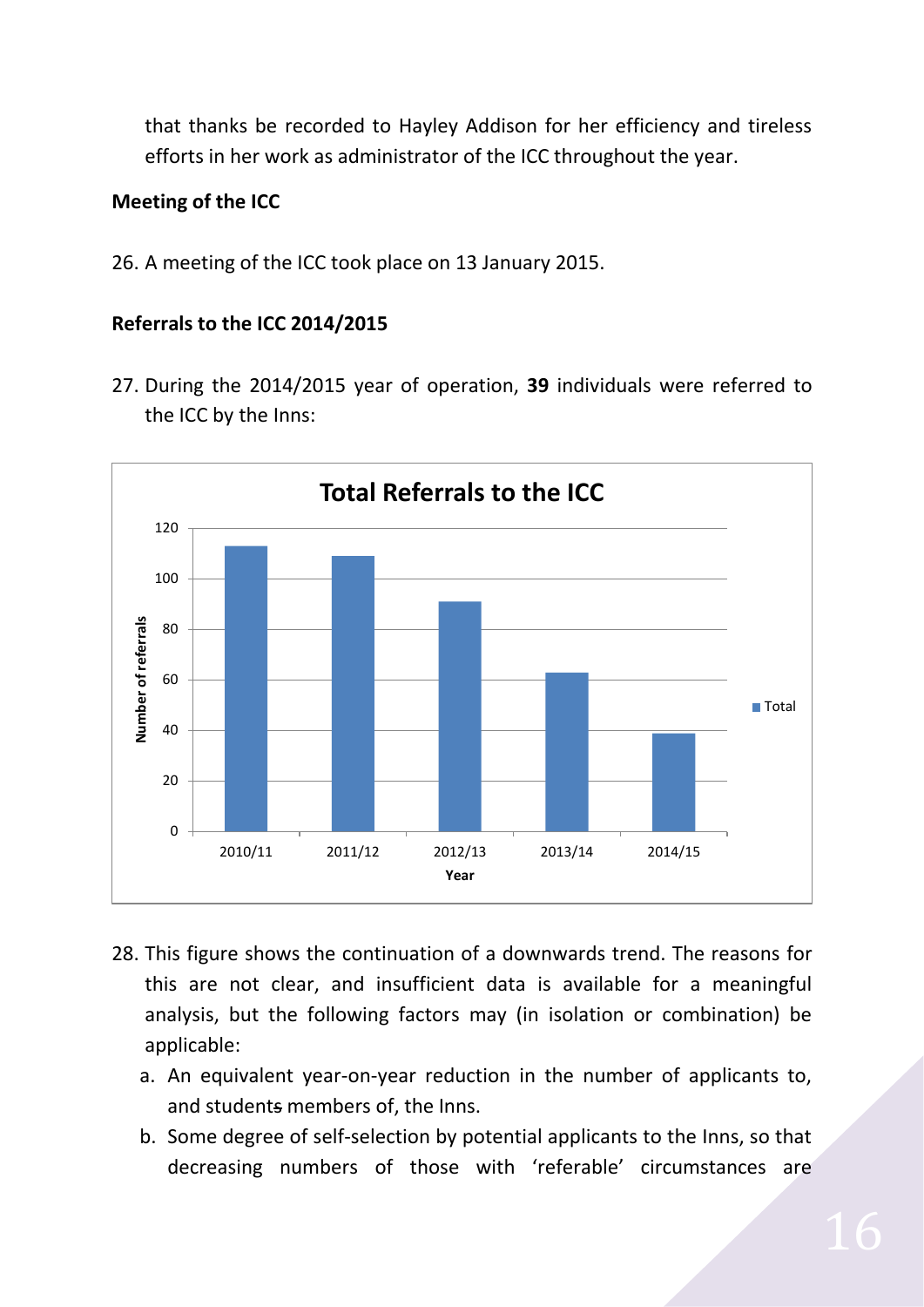that thanks be recorded to Hayley Addison for her efficiency and tireless efforts in her work as administrator of the ICC throughout the year.

**Meeting of the ICC**

26. A meeting of the ICC took place on 13 January 2015.

**Referrals to the ICC 2014/2015**

27. During the 2014/2015 year of operation, **39** individuals were referred to the ICC by the Inns:

**Total Referrals to the ICC**

28. This figure shows the continuation of a downwards trend. The reasons for this are not clear, and insufficient data is available for a meaningful analysis, but the following factors may (in isolation or combination) be applicable:
    a. An equivalent year-on-year reduction in the number of applicants to, and student~~s~~ members of, the Inns.
    b. Some degree of self-selection by potential applicants to the Inns, so that decreasing numbers of those with 'referable' circumstances are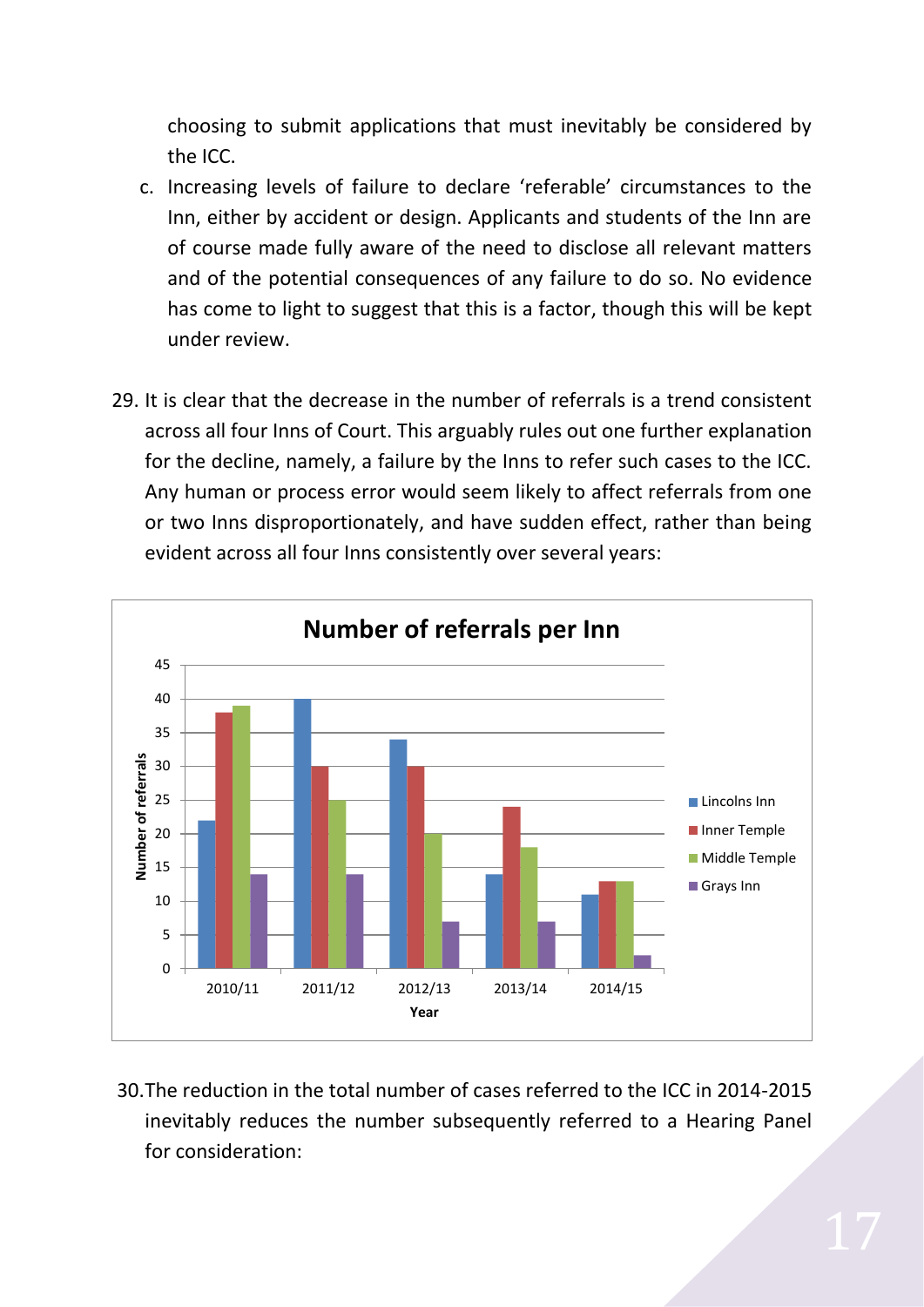choosing to submit applications that must inevitably be considered by the ICC.

c. Increasing levels of failure to declare 'referable' circumstances to the Inn, either by accident or design. Applicants and students of the Inn are of course made fully aware of the need to disclose all relevant matters and of the potential consequences of any failure to do so. No evidence has come to light to suggest that this is a factor, though this will be kept under review.

29. It is clear that the decrease in the number of referrals is a trend consistent across all four Inns of Court. This arguably rules out one further explanation for the decline, namely, a failure by the Inns to refer such cases to the ICC. Any human or process error would seem likely to affect referrals from one or two Inns disproportionately, and have sudden effect, rather than being evident across all four Inns consistently over several years:

**Number of referrals per Inn**

| Year | Lincolns Inn | Inner Temple | Middle Temple | Grays Inn |
|---|---|---|---|---|
| 2010/11 | 22 | 38 | 39 | 14 |
| 2011/12 | 40 | 30 | 25 | 14 |
| 2012/13 | 34 | 30 | 20 | 7 |
| 2013/14 | 14 | 24 | 18 | 7 |
| 2014/15 | 11 | 13 | 13 | 2 |

30. The reduction in the total number of cases referred to the ICC in 2014-2015 inevitably reduces the number subsequently referred to a Hearing Panel for consideration: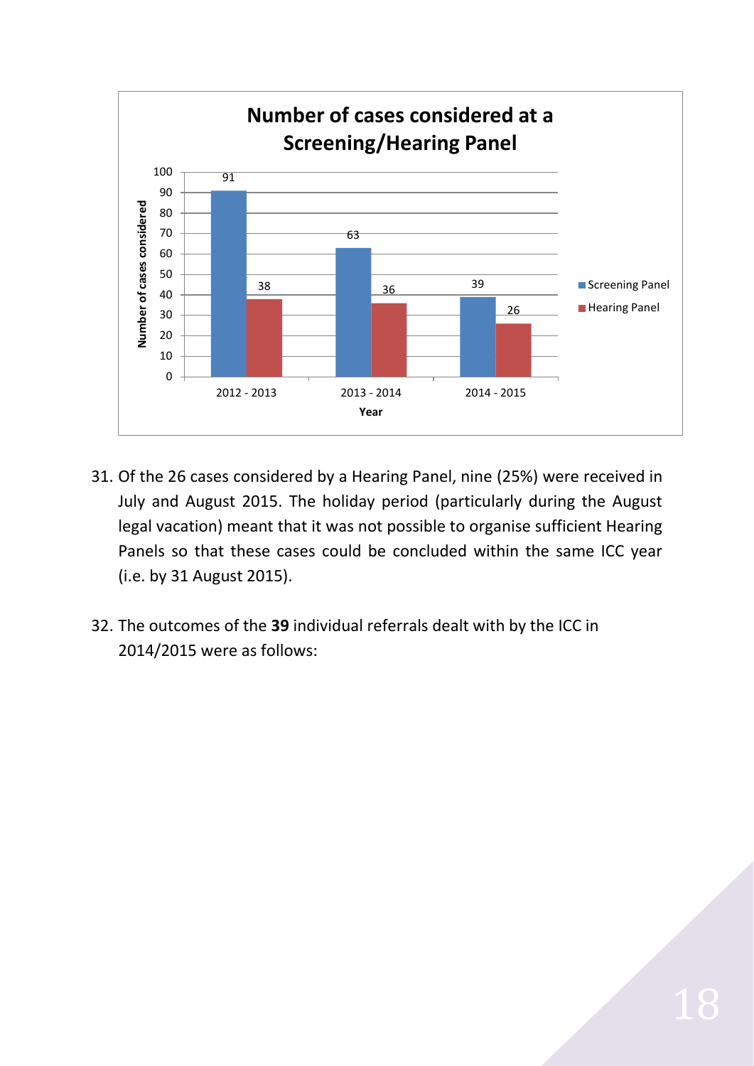**Number of cases considered at a Screening/Hearing Panel**

| Year | Screening Panel | Hearing Panel |
|---|---|---|
| 2012 - 2013 | 91 | 38 |
| 2013 - 2014 | 63 | 36 |
| 2014 - 2015 | 39 | 26 |

31. Of the 26 cases considered by a Hearing Panel, nine (25%) were received in July and August 2015. The holiday period (particularly during the August legal vacation) meant that it was not possible to organise sufficient Hearing Panels so that these cases could be concluded within the same ICC year (i.e. by 31 August 2015).

32. The outcomes of the **39** individual referrals dealt with by the ICC in 2014/2015 were as follows: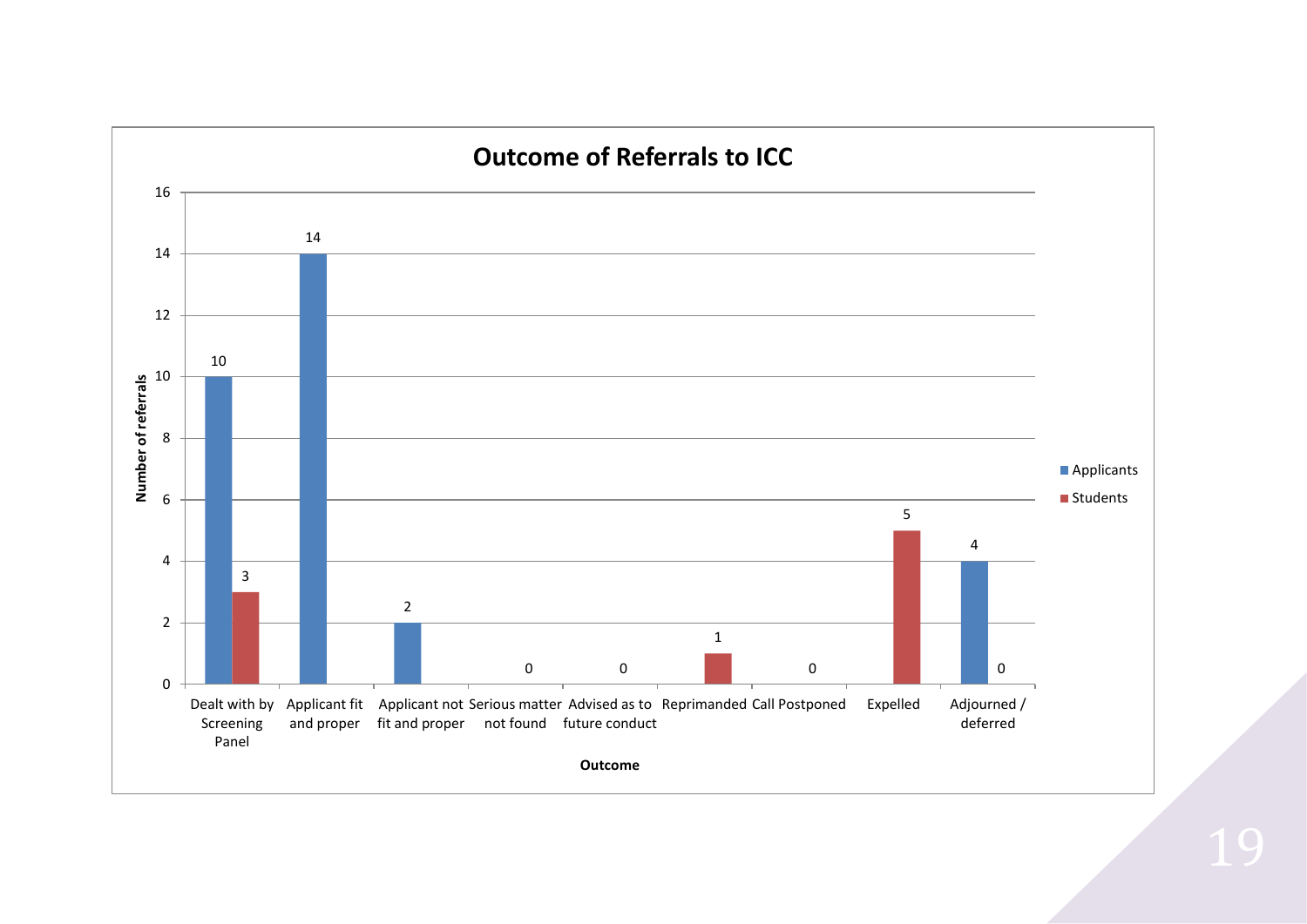## Outcome of Referrals to ICC

| Outcome | Applicants | Students |
|---|---|---|
| Dealt with by Screening Panel | 10 | 3 |
| Applicant fit and proper | 14 | |
| Applicant not fit and proper | 2 | |
| Serious matter not found | 0 | |
| Advised as to future conduct | 0 | |
| Reprimanded | | 1 |
| Call Postponed | 0 | |
| Expelled | | 5 |
| Adjourned / deferred | 4 | 0 |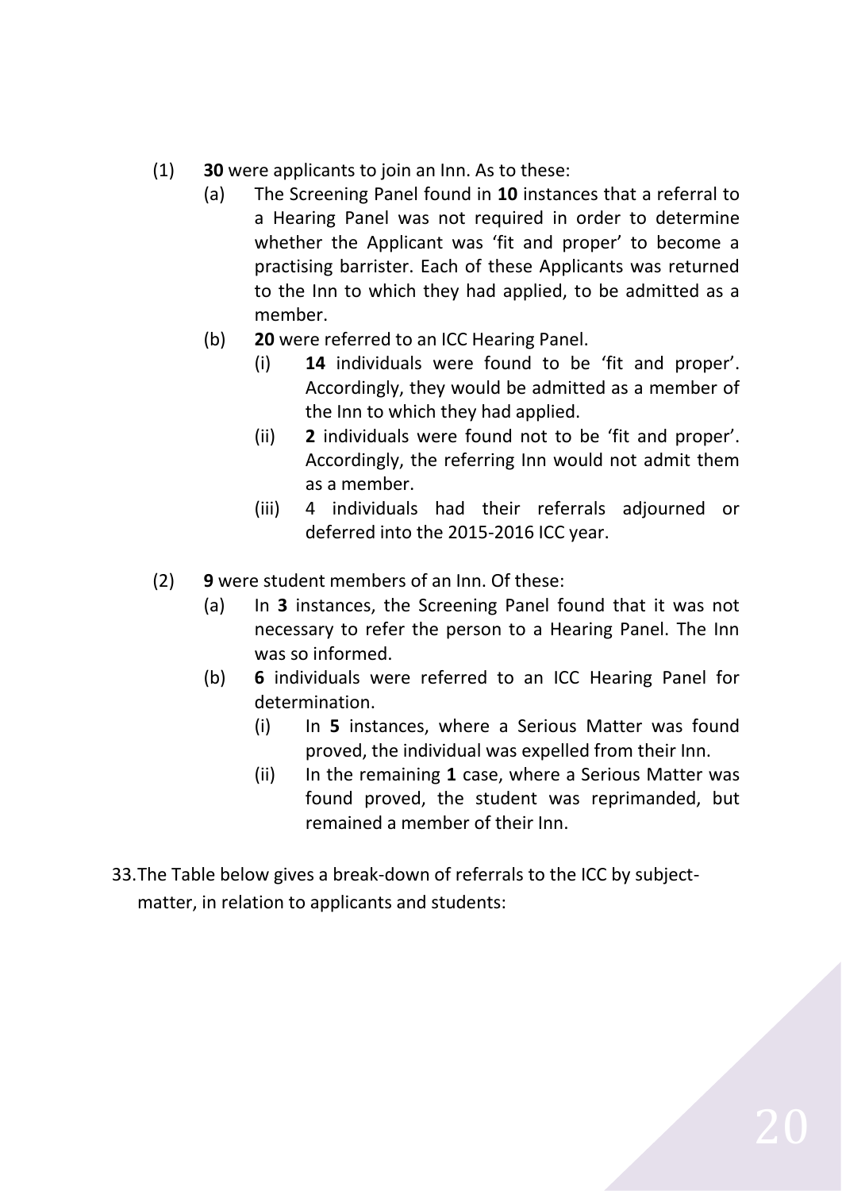(1) **30** were applicants to join an Inn. As to these:

   (a) The Screening Panel found in **10** instances that a referral to a Hearing Panel was not required in order to determine whether the Applicant was 'fit and proper' to become a practising barrister. Each of these Applicants was returned to the Inn to which they had applied, to be admitted as a member.

   (b) **20** were referred to an ICC Hearing Panel.

      (i) **14** individuals were found to be 'fit and proper'. Accordingly, they would be admitted as a member of the Inn to which they had applied.

      (ii) **2** individuals were found not to be 'fit and proper'. Accordingly, the referring Inn would not admit them as a member.

      (iii) 4 individuals had their referrals adjourned or deferred into the 2015-2016 ICC year.

(2) **9** were student members of an Inn. Of these:

   (a) In **3** instances, the Screening Panel found that it was not necessary to refer the person to a Hearing Panel. The Inn was so informed.

   (b) **6** individuals were referred to an ICC Hearing Panel for determination.

      (i) In **5** instances, where a Serious Matter was found proved, the individual was expelled from their Inn.

      (ii) In the remaining **1** case, where a Serious Matter was found proved, the student was reprimanded, but remained a member of their Inn.

33. The Table below gives a break-down of referrals to the ICC by subject-matter, in relation to applicants and students: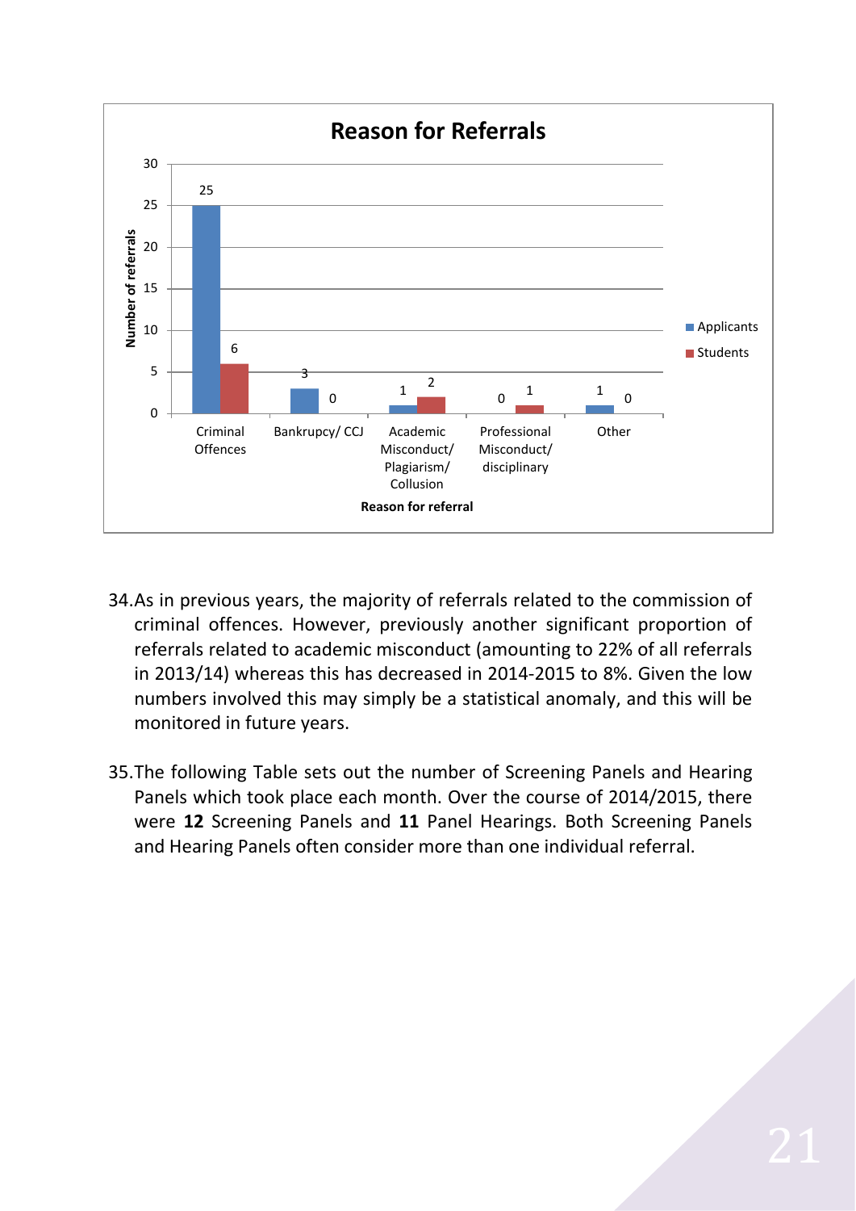**Reason for Referrals**

| Reason for referral | Applicants | Students |
|---|---|---|
| Criminal Offences | 25 | 6 |
| Bankrupcy/ CCJ | 3 | 0 |
| Academic Misconduct/ Plagiarism/ Collusion | 1 | 2 |
| Professional Misconduct/ disciplinary | 0 | 1 |
| Other | 1 | 0 |

34. As in previous years, the majority of referrals related to the commission of criminal offences. However, previously another significant proportion of referrals related to academic misconduct (amounting to 22% of all referrals in 2013/14) whereas this has decreased in 2014-2015 to 8%. Given the low numbers involved this may simply be a statistical anomaly, and this will be monitored in future years.

35. The following Table sets out the number of Screening Panels and Hearing Panels which took place each month. Over the course of 2014/2015, there were **12** Screening Panels and **11** Panel Hearings. Both Screening Panels and Hearing Panels often consider more than one individual referral.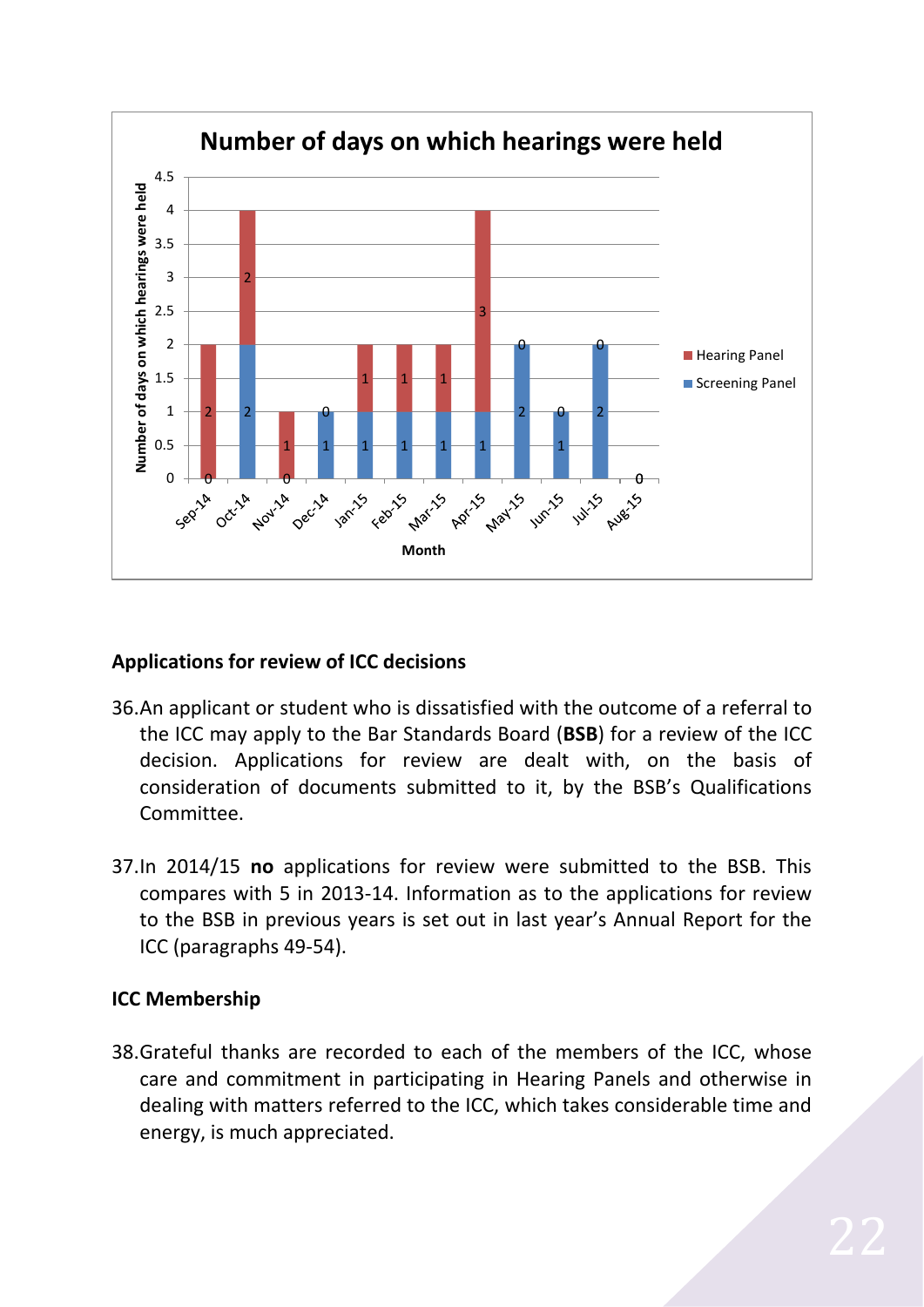**Number of days on which hearings were held**

| Month | Screening Panel | Hearing Panel |
|---|---|---|
| Sep-14 | 0 | 2 |
| Oct-14 | 2 | 2 |
| Nov-14 | 0 | 1 |
| Dec-14 | 1 | 0 |
| Jan-15 | 1 | 1 |
| Feb-15 | 1 | 1 |
| Mar-15 | 1 | 1 |
| Apr-15 | 1 | 3 |
| May-15 | 2 | 0 |
| Jun-15 | 1 | 0 |
| Jul-15 | 2 | 0 |
| Aug-15 | 0 | 0 |

## Applications for review of ICC decisions

36. An applicant or student who is dissatisfied with the outcome of a referral to the ICC may apply to the Bar Standards Board (**BSB**) for a review of the ICC decision. Applications for review are dealt with, on the basis of consideration of documents submitted to it, by the BSB's Qualifications Committee.

37. In 2014/15 **no** applications for review were submitted to the BSB. This compares with 5 in 2013-14. Information as to the applications for review to the BSB in previous years is set out in last year's Annual Report for the ICC (paragraphs 49-54).

## ICC Membership

38. Grateful thanks are recorded to each of the members of the ICC, whose care and commitment in participating in Hearing Panels and otherwise in dealing with matters referred to the ICC, which takes considerable time and energy, is much appreciated.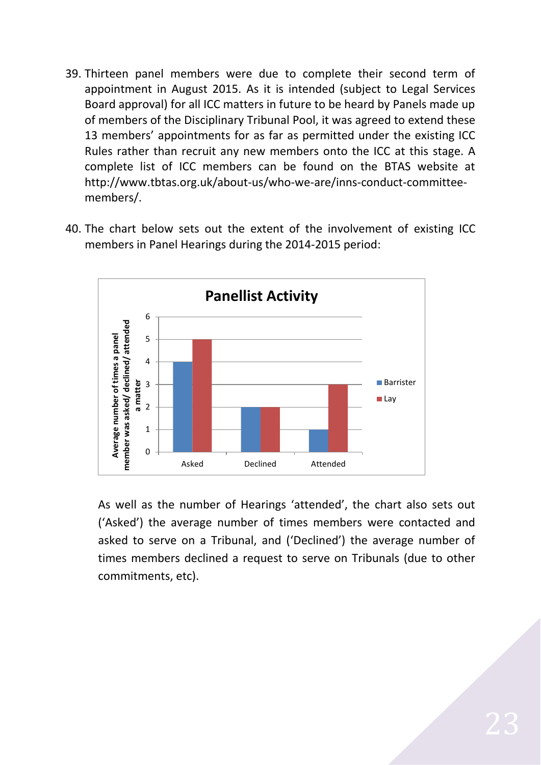39. Thirteen panel members were due to complete their second term of appointment in August 2015. As it is intended (subject to Legal Services Board approval) for all ICC matters in future to be heard by Panels made up of members of the Disciplinary Tribunal Pool, it was agreed to extend these 13 members' appointments for as far as permitted under the existing ICC Rules rather than recruit any new members onto the ICC at this stage. A complete list of ICC members can be found on the BTAS website at http://www.tbtas.org.uk/about-us/who-we-are/inns-conduct-committee-members/.

40. The chart below sets out the extent of the involvement of existing ICC members in Panel Hearings during the 2014-2015 period:

**Panellist Activity**

| | Barrister | Lay |
|---|---|---|
| Asked | 4 | 5 |
| Declined | 2 | 2 |
| Attended | 1 | 3 |

*(Y-axis: Average number of times a panel member was asked/ declined/ attended a matter)*

As well as the number of Hearings 'attended', the chart also sets out ('Asked') the average number of times members were contacted and asked to serve on a Tribunal, and ('Declined') the average number of times members declined a request to serve on Tribunals (due to other commitments, etc).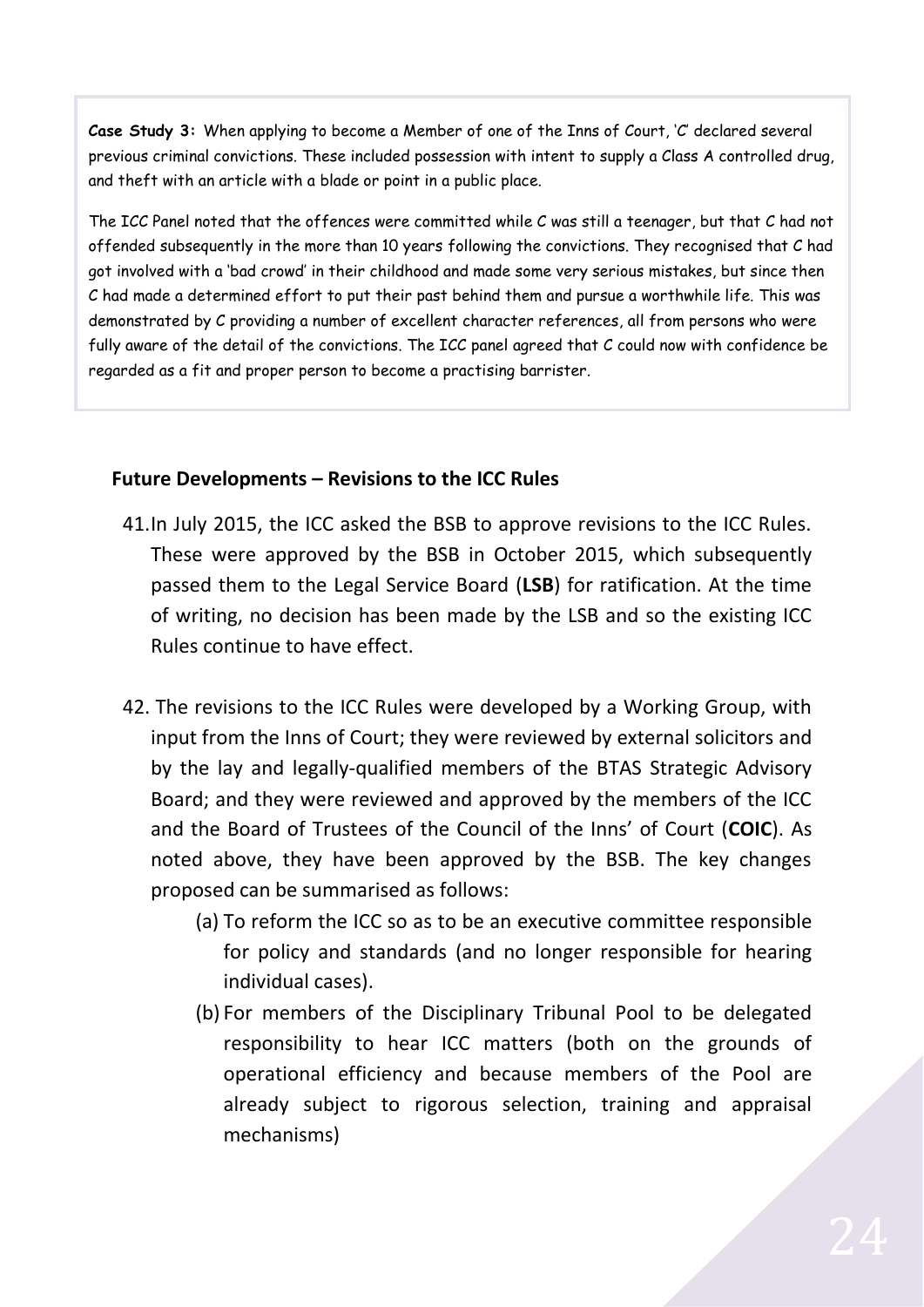> **Case Study 3:** When applying to become a Member of one of the Inns of Court, 'C' declared several previous criminal convictions. These included possession with intent to supply a Class A controlled drug, and theft with an article with a blade or point in a public place.
>
> The ICC Panel noted that the offences were committed while C was still a teenager, but that C had not offended subsequently in the more than 10 years following the convictions. They recognised that C had got involved with a 'bad crowd' in their childhood and made some very serious mistakes, but since then C had made a determined effort to put their past behind them and pursue a worthwhile life. This was demonstrated by C providing a number of excellent character references, all from persons who were fully aware of the detail of the convictions. The ICC panel agreed that C could now with confidence be regarded as a fit and proper person to become a practising barrister.

### Future Developments – Revisions to the ICC Rules

41. In July 2015, the ICC asked the BSB to approve revisions to the ICC Rules. These were approved by the BSB in October 2015, which subsequently passed them to the Legal Service Board (**LSB**) for ratification. At the time of writing, no decision has been made by the LSB and so the existing ICC Rules continue to have effect.

42. The revisions to the ICC Rules were developed by a Working Group, with input from the Inns of Court; they were reviewed by external solicitors and by the lay and legally-qualified members of the BTAS Strategic Advisory Board; and they were reviewed and approved by the members of the ICC and the Board of Trustees of the Council of the Inns' of Court (**COIC**). As noted above, they have been approved by the BSB. The key changes proposed can be summarised as follows:

    (a) To reform the ICC so as to be an executive committee responsible for policy and standards (and no longer responsible for hearing individual cases).

    (b) For members of the Disciplinary Tribunal Pool to be delegated responsibility to hear ICC matters (both on the grounds of operational efficiency and because members of the Pool are already subject to rigorous selection, training and appraisal mechanisms)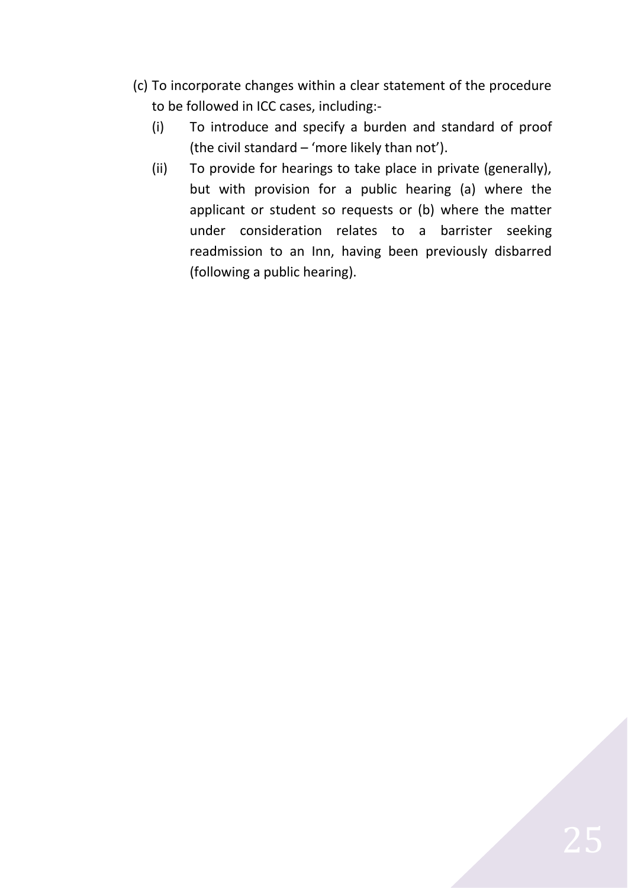(c) To incorporate changes within a clear statement of the procedure to be followed in ICC cases, including:-

   (i) To introduce and specify a burden and standard of proof (the civil standard – 'more likely than not').

   (ii) To provide for hearings to take place in private (generally), but with provision for a public hearing (a) where the applicant or student so requests or (b) where the matter under consideration relates to a barrister seeking readmission to an Inn, having been previously disbarred (following a public hearing).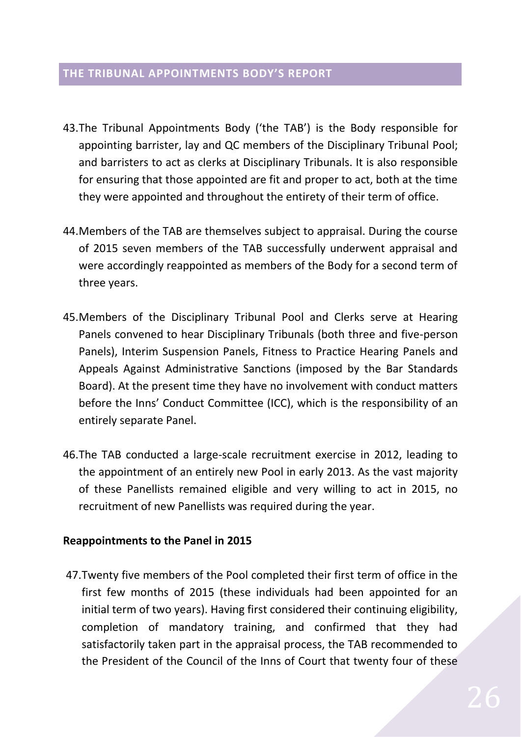## THE TRIBUNAL APPOINTMENTS BODY'S REPORT

43. The Tribunal Appointments Body ('the TAB') is the Body responsible for appointing barrister, lay and QC members of the Disciplinary Tribunal Pool; and barristers to act as clerks at Disciplinary Tribunals. It is also responsible for ensuring that those appointed are fit and proper to act, both at the time they were appointed and throughout the entirety of their term of office.

44. Members of the TAB are themselves subject to appraisal. During the course of 2015 seven members of the TAB successfully underwent appraisal and were accordingly reappointed as members of the Body for a second term of three years.

45. Members of the Disciplinary Tribunal Pool and Clerks serve at Hearing Panels convened to hear Disciplinary Tribunals (both three and five-person Panels), Interim Suspension Panels, Fitness to Practice Hearing Panels and Appeals Against Administrative Sanctions (imposed by the Bar Standards Board). At the present time they have no involvement with conduct matters before the Inns' Conduct Committee (ICC), which is the responsibility of an entirely separate Panel.

46. The TAB conducted a large-scale recruitment exercise in 2012, leading to the appointment of an entirely new Pool in early 2013. As the vast majority of these Panellists remained eligible and very willing to act in 2015, no recruitment of new Panellists was required during the year.

**Reappointments to the Panel in 2015**

47. Twenty five members of the Pool completed their first term of office in the first few months of 2015 (these individuals had been appointed for an initial term of two years). Having first considered their continuing eligibility, completion of mandatory training, and confirmed that they had satisfactorily taken part in the appraisal process, the TAB recommended to the President of the Council of the Inns of Court that twenty four of these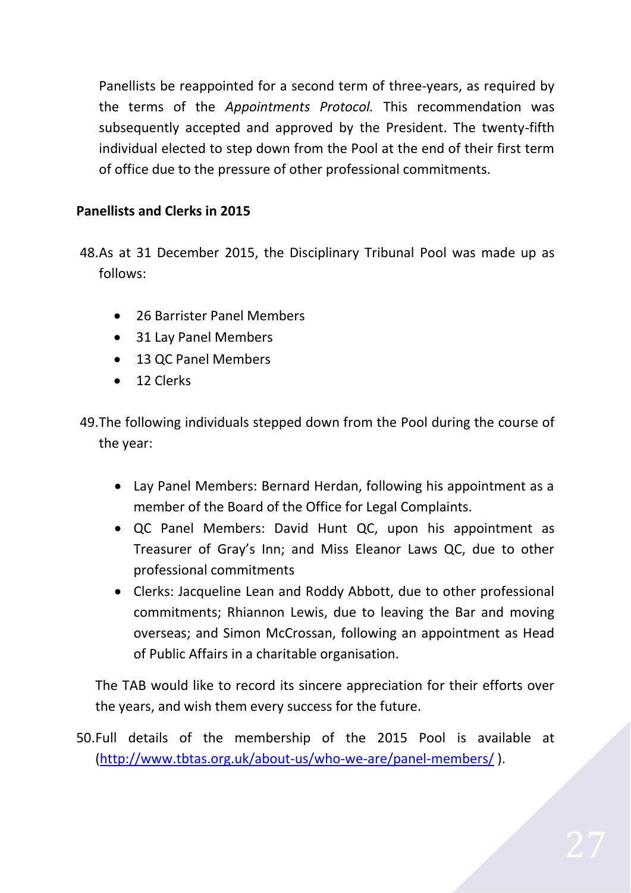Panellists be reappointed for a second term of three-years, as required by the terms of the *Appointments Protocol.* This recommendation was subsequently accepted and approved by the President. The twenty-fifth individual elected to step down from the Pool at the end of their first term of office due to the pressure of other professional commitments.

**Panellists and Clerks in 2015**

48. As at 31 December 2015, the Disciplinary Tribunal Pool was made up as follows:

- 26 Barrister Panel Members
- 31 Lay Panel Members
- 13 QC Panel Members
- 12 Clerks

49. The following individuals stepped down from the Pool during the course of the year:

- Lay Panel Members: Bernard Herdan, following his appointment as a member of the Board of the Office for Legal Complaints.
- QC Panel Members: David Hunt QC, upon his appointment as Treasurer of Gray's Inn; and Miss Eleanor Laws QC, due to other professional commitments
- Clerks: Jacqueline Lean and Roddy Abbott, due to other professional commitments; Rhiannon Lewis, due to leaving the Bar and moving overseas; and Simon McCrossan, following an appointment as Head of Public Affairs in a charitable organisation.

The TAB would like to record its sincere appreciation for their efforts over the years, and wish them every success for the future.

50. Full details of the membership of the 2015 Pool is available at (http://www.tbtas.org.uk/about-us/who-we-are/panel-members/ ).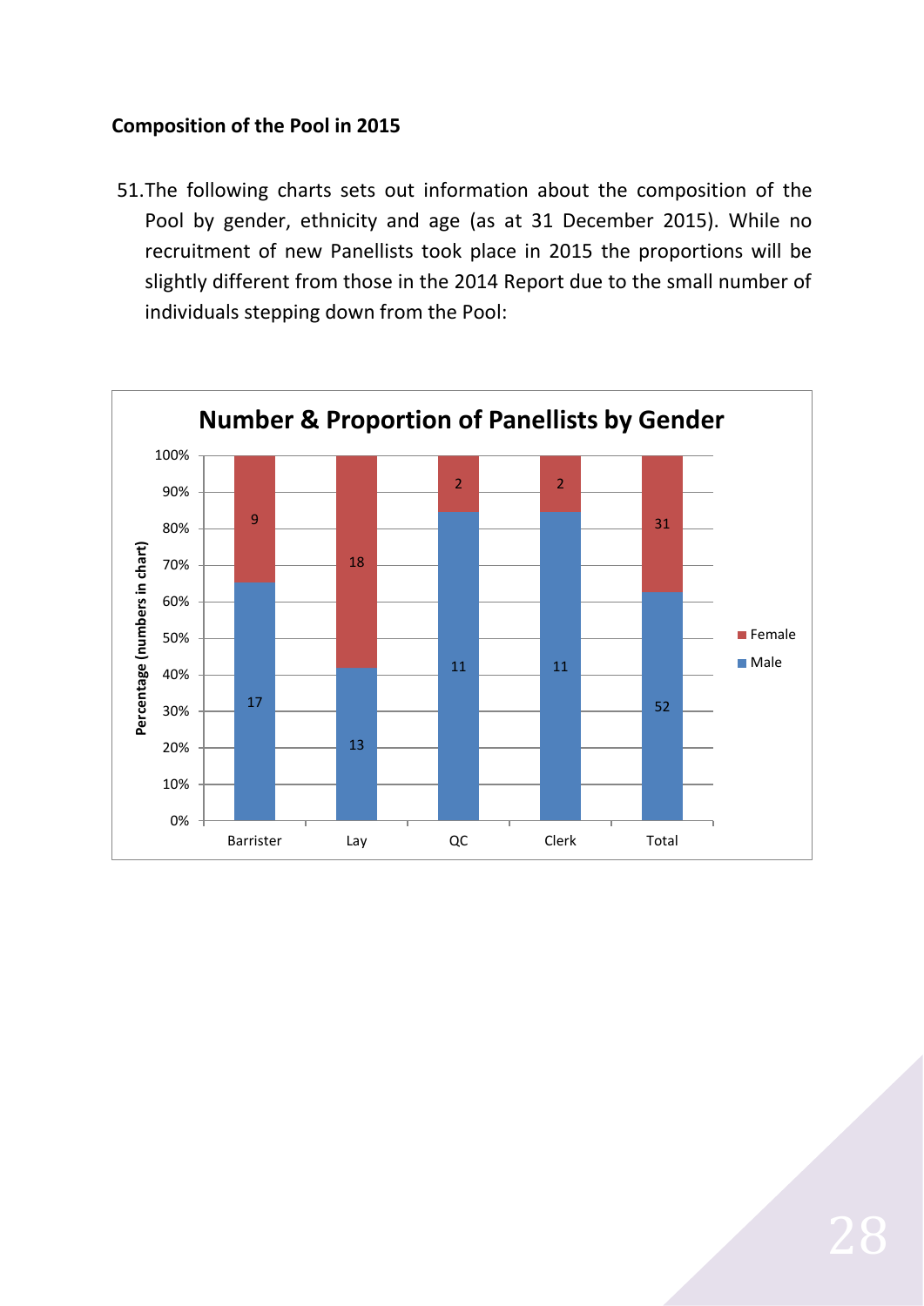**Composition of the Pool in 2015**

51. The following charts sets out information about the composition of the Pool by gender, ethnicity and age (as at 31 December 2015). While no recruitment of new Panellists took place in 2015 the proportions will be slightly different from those in the 2014 Report due to the small number of individuals stepping down from the Pool:

**Number & Proportion of Panellists by Gender**

| | Barrister | Lay | QC | Clerk | Total |
|---|---|---|---|---|---|
| Female | 9 | 18 | 2 | 2 | 31 |
| Male | 17 | 13 | 11 | 11 | 52 |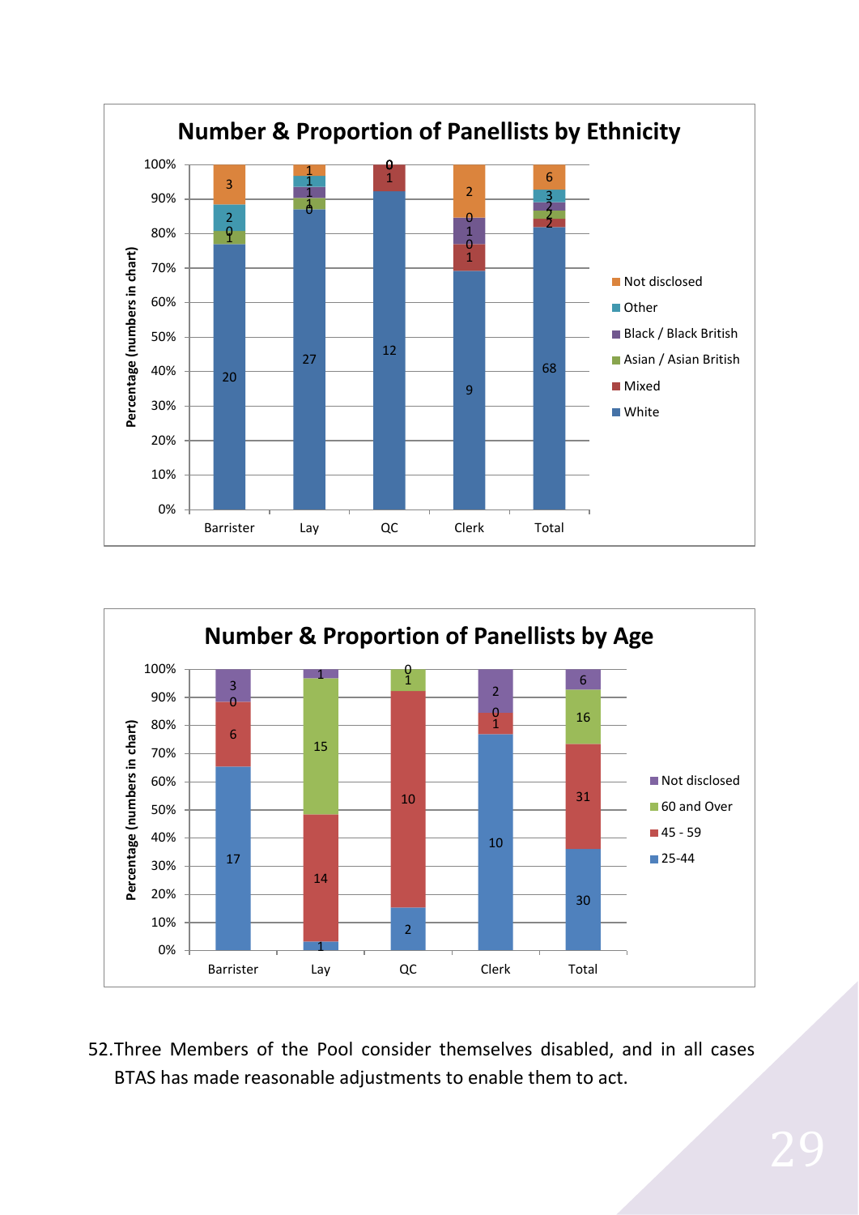## Number & Proportion of Panellists by Ethnicity

Percentage (numbers in chart)

| | Barrister | Lay | QC | Clerk | Total |
|---|---|---|---|---|---|
| White | 20 | 27 | 12 | 9 | 68 |
| Mixed | 0 | 0 | 1 | 1 | 2 |
| Asian / Asian British | 1 | 1 | 0 | 0 | 2 |
| Black / Black British | 0 | 1 | 0 | 1 | 2 |
| Other | 2 | 1 | 0 | 0 | 3 |
| Not disclosed | 3 | 1 | 0 | 2 | 6 |

## Number & Proportion of Panellists by Age

Percentage (numbers in chart)

| | Barrister | Lay | QC | Clerk | Total |
|---|---|---|---|---|---|
| 25-44 | 17 | 1 | 2 | 10 | 30 |
| 45 - 59 | 6 | 14 | 10 | 1 | 31 |
| 60 and Over | 0 | 15 | 1 | 0 | 16 |
| Not disclosed | 3 | 1 | 0 | 2 | 6 |

52. Three Members of the Pool consider themselves disabled, and in all cases BTAS has made reasonable adjustments to enable them to act.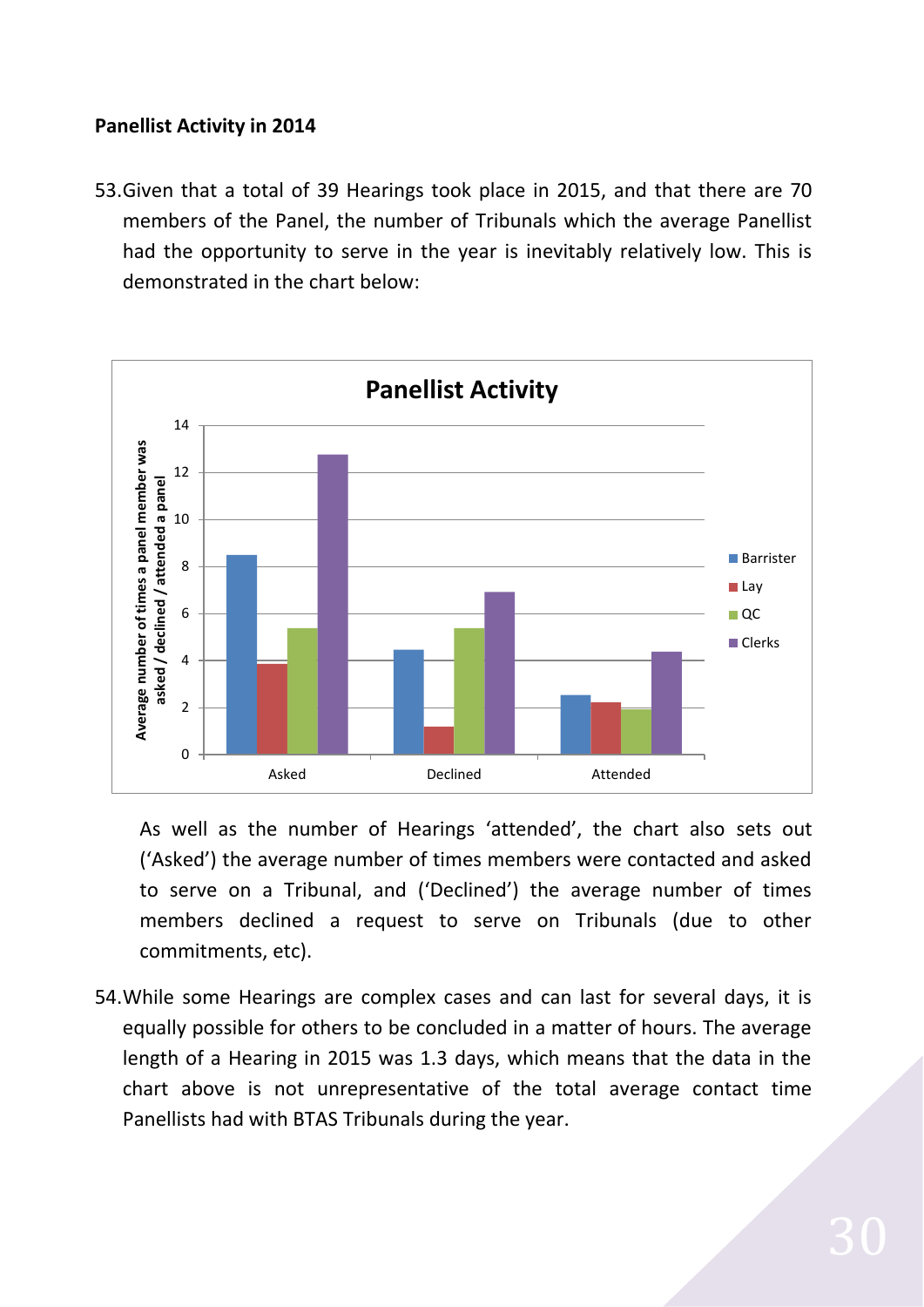**Panellist Activity in 2014**

53. Given that a total of 39 Hearings took place in 2015, and that there are 70 members of the Panel, the number of Tribunals which the average Panellist had the opportunity to serve in the year is inevitably relatively low. This is demonstrated in the chart below:

As well as the number of Hearings 'attended', the chart also sets out ('Asked') the average number of times members were contacted and asked to serve on a Tribunal, and ('Declined') the average number of times members declined a request to serve on Tribunals (due to other commitments, etc).

54. While some Hearings are complex cases and can last for several days, it is equally possible for others to be concluded in a matter of hours. The average length of a Hearing in 2015 was 1.3 days, which means that the data in the chart above is not unrepresentative of the total average contact time Panellists had with BTAS Tribunals during the year.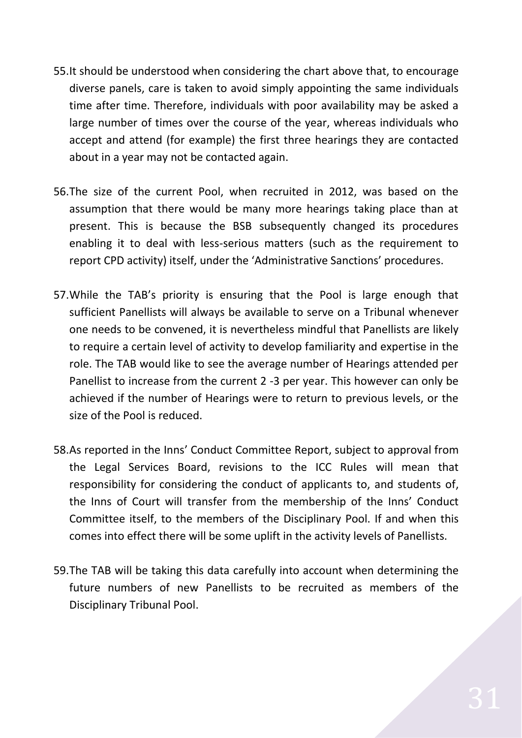55. It should be understood when considering the chart above that, to encourage diverse panels, care is taken to avoid simply appointing the same individuals time after time. Therefore, individuals with poor availability may be asked a large number of times over the course of the year, whereas individuals who accept and attend (for example) the first three hearings they are contacted about in a year may not be contacted again.

56. The size of the current Pool, when recruited in 2012, was based on the assumption that there would be many more hearings taking place than at present. This is because the BSB subsequently changed its procedures enabling it to deal with less-serious matters (such as the requirement to report CPD activity) itself, under the 'Administrative Sanctions' procedures.

57. While the TAB's priority is ensuring that the Pool is large enough that sufficient Panellists will always be available to serve on a Tribunal whenever one needs to be convened, it is nevertheless mindful that Panellists are likely to require a certain level of activity to develop familiarity and expertise in the role. The TAB would like to see the average number of Hearings attended per Panellist to increase from the current 2 -3 per year. This however can only be achieved if the number of Hearings were to return to previous levels, or the size of the Pool is reduced.

58. As reported in the Inns' Conduct Committee Report, subject to approval from the Legal Services Board, revisions to the ICC Rules will mean that responsibility for considering the conduct of applicants to, and students of, the Inns of Court will transfer from the membership of the Inns' Conduct Committee itself, to the members of the Disciplinary Pool. If and when this comes into effect there will be some uplift in the activity levels of Panellists.

59. The TAB will be taking this data carefully into account when determining the future numbers of new Panellists to be recruited as members of the Disciplinary Tribunal Pool.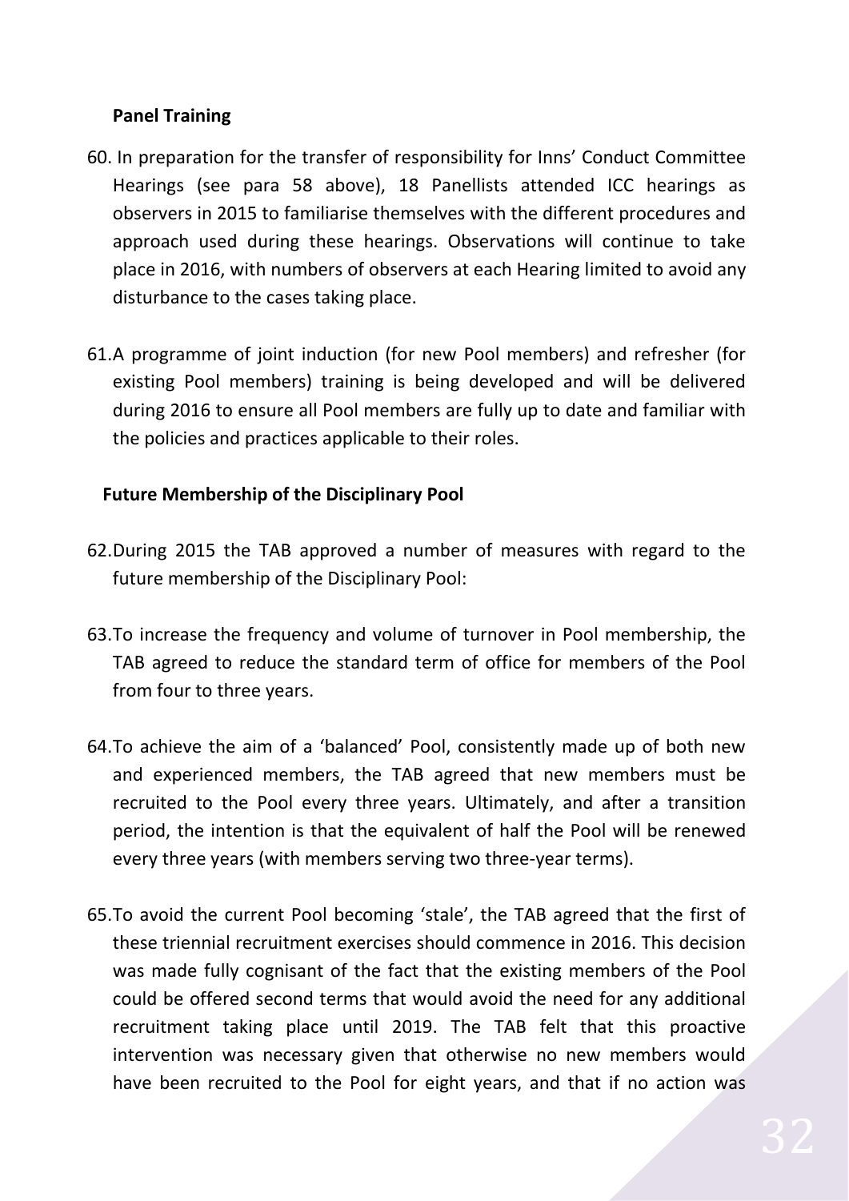### Panel Training

60. In preparation for the transfer of responsibility for Inns' Conduct Committee Hearings (see para 58 above), 18 Panellists attended ICC hearings as observers in 2015 to familiarise themselves with the different procedures and approach used during these hearings. Observations will continue to take place in 2016, with numbers of observers at each Hearing limited to avoid any disturbance to the cases taking place.

61. A programme of joint induction (for new Pool members) and refresher (for existing Pool members) training is being developed and will be delivered during 2016 to ensure all Pool members are fully up to date and familiar with the policies and practices applicable to their roles.

### Future Membership of the Disciplinary Pool

62. During 2015 the TAB approved a number of measures with regard to the future membership of the Disciplinary Pool:

63. To increase the frequency and volume of turnover in Pool membership, the TAB agreed to reduce the standard term of office for members of the Pool from four to three years.

64. To achieve the aim of a 'balanced' Pool, consistently made up of both new and experienced members, the TAB agreed that new members must be recruited to the Pool every three years. Ultimately, and after a transition period, the intention is that the equivalent of half the Pool will be renewed every three years (with members serving two three-year terms).

65. To avoid the current Pool becoming 'stale', the TAB agreed that the first of these triennial recruitment exercises should commence in 2016. This decision was made fully cognisant of the fact that the existing members of the Pool could be offered second terms that would avoid the need for any additional recruitment taking place until 2019. The TAB felt that this proactive intervention was necessary given that otherwise no new members would have been recruited to the Pool for eight years, and that if no action was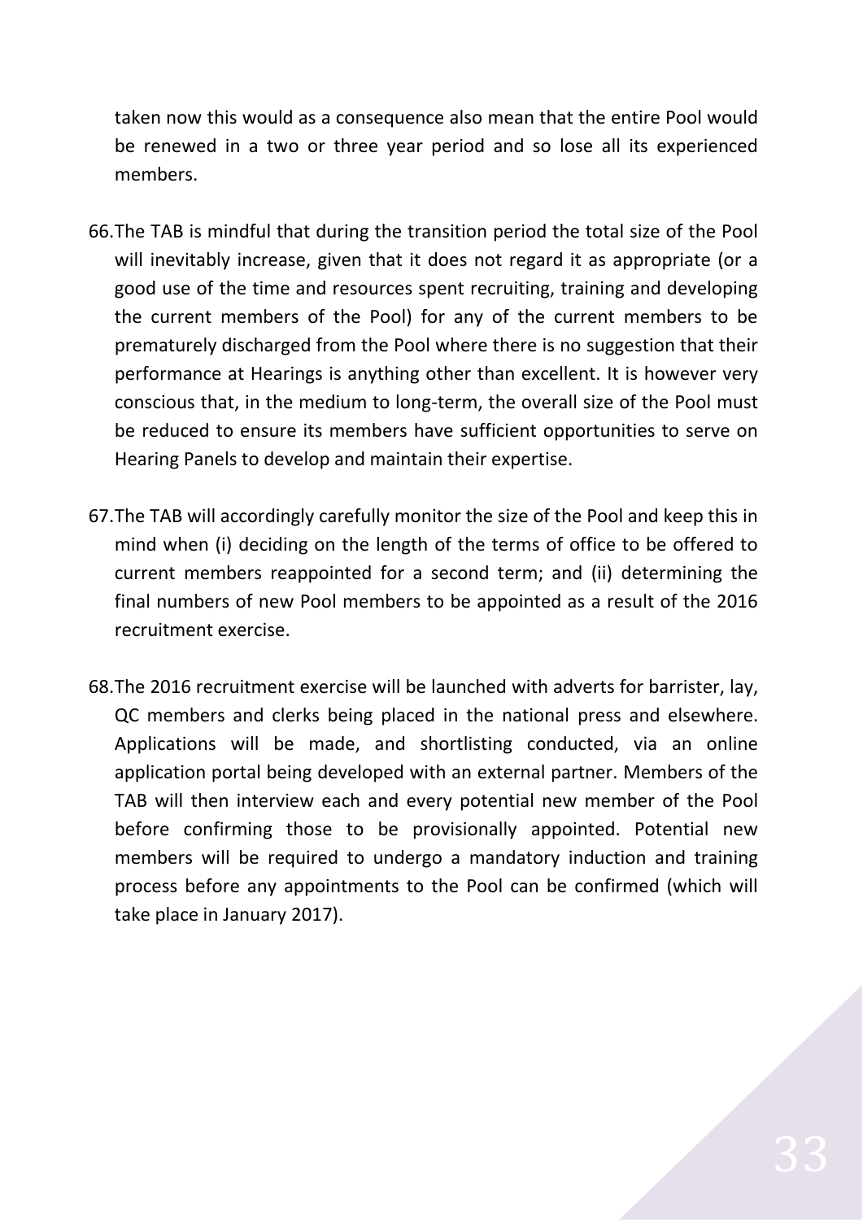taken now this would as a consequence also mean that the entire Pool would be renewed in a two or three year period and so lose all its experienced members.

66. The TAB is mindful that during the transition period the total size of the Pool will inevitably increase, given that it does not regard it as appropriate (or a good use of the time and resources spent recruiting, training and developing the current members of the Pool) for any of the current members to be prematurely discharged from the Pool where there is no suggestion that their performance at Hearings is anything other than excellent. It is however very conscious that, in the medium to long-term, the overall size of the Pool must be reduced to ensure its members have sufficient opportunities to serve on Hearing Panels to develop and maintain their expertise.

67. The TAB will accordingly carefully monitor the size of the Pool and keep this in mind when (i) deciding on the length of the terms of office to be offered to current members reappointed for a second term; and (ii) determining the final numbers of new Pool members to be appointed as a result of the 2016 recruitment exercise.

68. The 2016 recruitment exercise will be launched with adverts for barrister, lay, QC members and clerks being placed in the national press and elsewhere. Applications will be made, and shortlisting conducted, via an online application portal being developed with an external partner. Members of the TAB will then interview each and every potential new member of the Pool before confirming those to be provisionally appointed. Potential new members will be required to undergo a mandatory induction and training process before any appointments to the Pool can be confirmed (which will take place in January 2017).